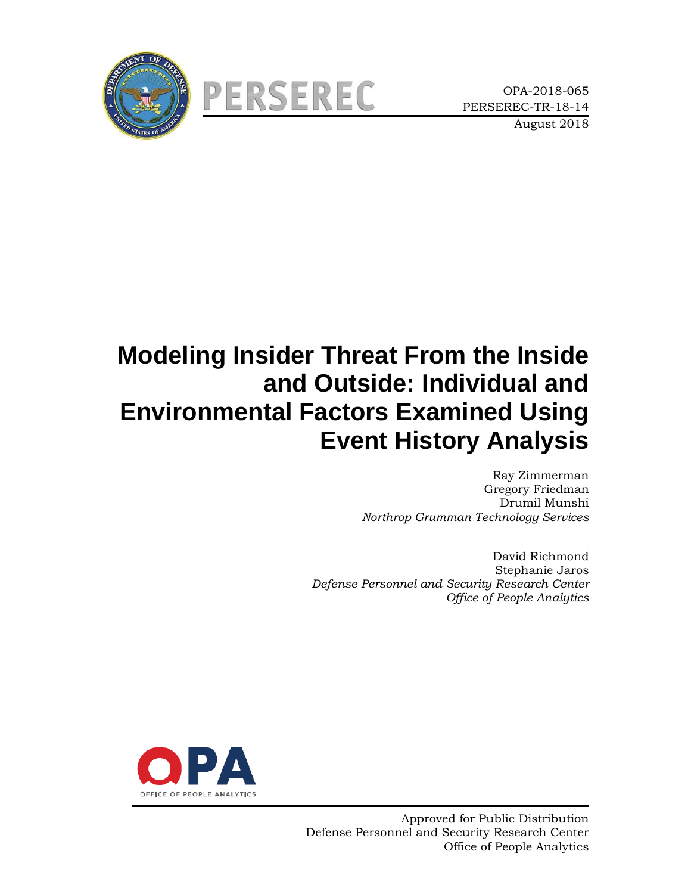PERSEREC

OPA-2018-065
PERSEREC-TR-18-14
August 2018

# Modeling Insider Threat From the Inside and Outside: Individual and Environmental Factors Examined Using Event History Analysis

Ray Zimmerman
Gregory Friedman
Drumil Munshi
*Northrop Grumman Technology Services*

David Richmond
Stephanie Jaros
*Defense Personnel and Security Research Center*
*Office of People Analytics*

OPA
OFFICE OF PEOPLE ANALYTICS

Approved for Public Distribution
Defense Personnel and Security Research Center
Office of People Analytics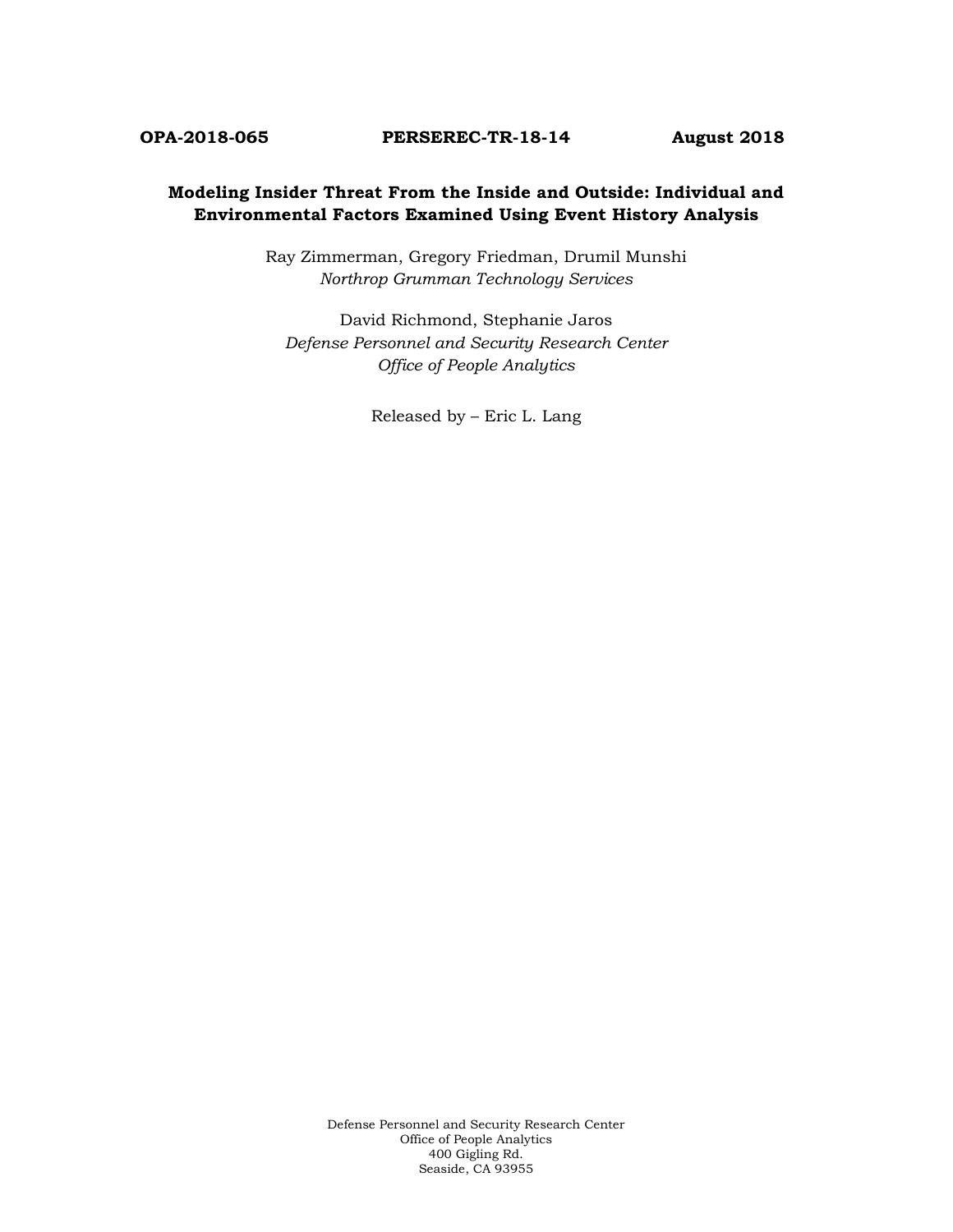**OPA-2018-065 PERSEREC-TR-18-14 August 2018**

# Modeling Insider Threat From the Inside and Outside: Individual and Environmental Factors Examined Using Event History Analysis

Ray Zimmerman, Gregory Friedman, Drumil Munshi
*Northrop Grumman Technology Services*

David Richmond, Stephanie Jaros
*Defense Personnel and Security Research Center*
*Office of People Analytics*

Released by – Eric L. Lang

Defense Personnel and Security Research Center
Office of People Analytics
400 Gigling Rd.
Seaside, CA 93955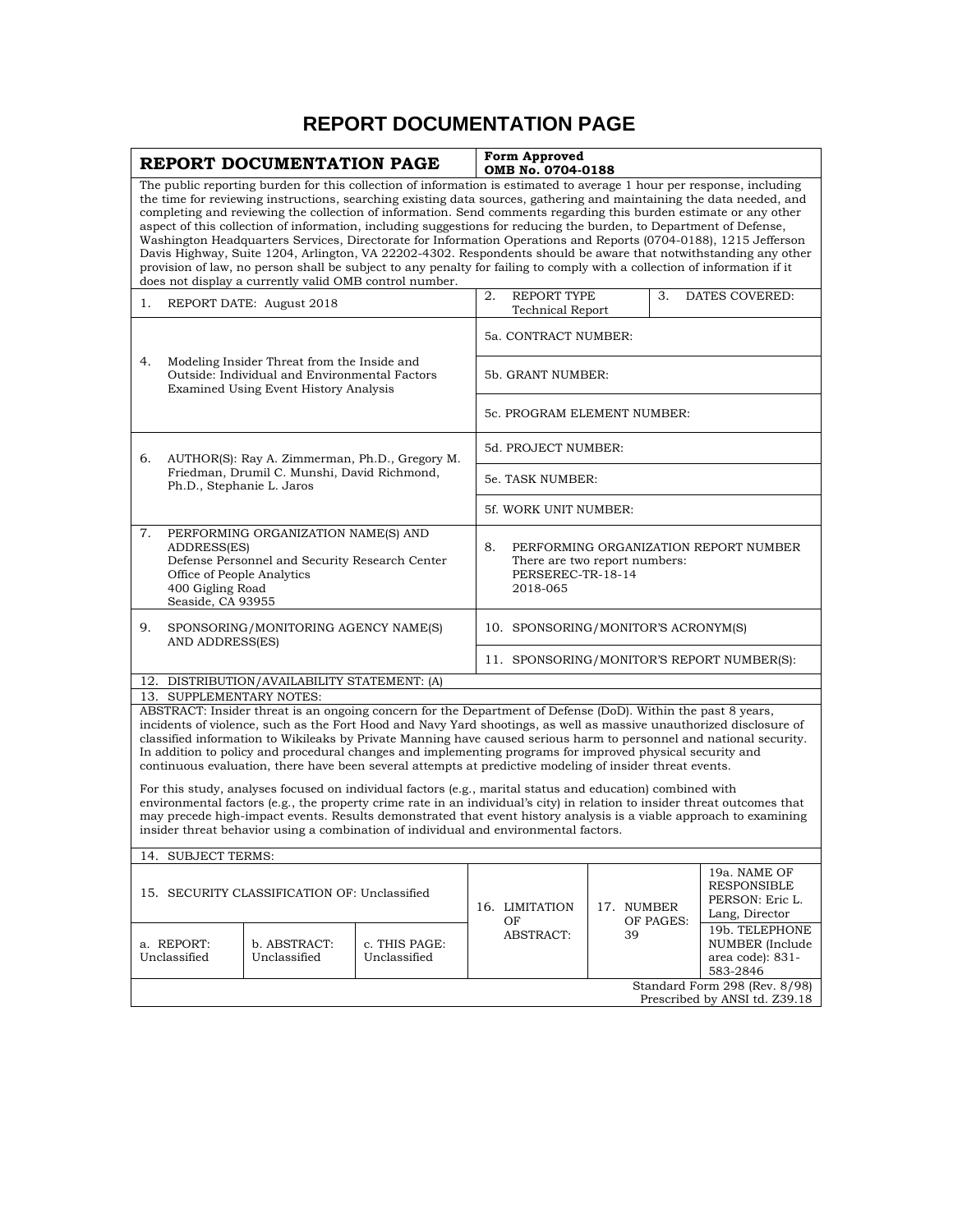# REPORT DOCUMENTATION PAGE

| **REPORT DOCUMENTATION PAGE** | | | **Form Approved OMB No. 0704-0188** | |
|---|---|---|---|---|
| The public reporting burden for this collection of information is estimated to average 1 hour per response, including the time for reviewing instructions, searching existing data sources, gathering and maintaining the data needed, and completing and reviewing the collection of information. Send comments regarding this burden estimate or any other aspect of this collection of information, including suggestions for reducing the burden, to Department of Defense, Washington Headquarters Services, Directorate for Information Operations and Reports (0704-0188), 1215 Jefferson Davis Highway, Suite 1204, Arlington, VA 22202-4302. Respondents should be aware that notwithstanding any other provision of law, no person shall be subject to any penalty for failing to comply with a collection of information if it does not display a currently valid OMB control number. | | | | |
| 1. REPORT DATE: August 2018 | | | 2. REPORT TYPE Technical Report | 3. DATES COVERED: |
| 4. Modeling Insider Threat from the Inside and Outside: Individual and Environmental Factors Examined Using Event History Analysis | | | 5a. CONTRACT NUMBER: | |
| | | | 5b. GRANT NUMBER: | |
| | | | 5c. PROGRAM ELEMENT NUMBER: | |
| 6. AUTHOR(S): Ray A. Zimmerman, Ph.D., Gregory M. Friedman, Drumil C. Munshi, David Richmond, Ph.D., Stephanie L. Jaros | | | 5d. PROJECT NUMBER: | |
| | | | 5e. TASK NUMBER: | |
| | | | 5f. WORK UNIT NUMBER: | |
| 7. PERFORMING ORGANIZATION NAME(S) AND ADDRESS(ES) Defense Personnel and Security Research Center Office of People Analytics 400 Gigling Road Seaside, CA 93955 | | | 8. PERFORMING ORGANIZATION REPORT NUMBER There are two report numbers: PERSEREC-TR-18-14 2018-065 | |
| 9. SPONSORING/MONITORING AGENCY NAME(S) AND ADDRESS(ES) | | | 10. SPONSORING/MONITOR'S ACRONYM(S) | |
| | | | 11. SPONSORING/MONITOR'S REPORT NUMBER(S): | |
| 12. DISTRIBUTION/AVAILABILITY STATEMENT: (A) | | | | |
| 13. SUPPLEMENTARY NOTES: | | | | |
| ABSTRACT: Insider threat is an ongoing concern for the Department of Defense (DoD). Within the past 8 years, incidents of violence, such as the Fort Hood and Navy Yard shootings, as well as massive unauthorized disclosure of classified information to Wikileaks by Private Manning have caused serious harm to personnel and national security. In addition to policy and procedural changes and implementing programs for improved physical security and continuous evaluation, there have been several attempts at predictive modeling of insider threat events.<br><br>For this study, analyses focused on individual factors (e.g., marital status and education) combined with environmental factors (e.g., the property crime rate in an individual's city) in relation to insider threat outcomes that may precede high-impact events. Results demonstrated that event history analysis is a viable approach to examining insider threat behavior using a combination of individual and environmental factors. | | | | |
| 14. SUBJECT TERMS: | | | | |
| 15. SECURITY CLASSIFICATION OF: Unclassified | | | 16. LIMITATION OF ABSTRACT: | 17. NUMBER OF PAGES: 39 | 19a. NAME OF RESPONSIBLE PERSON: Eric L. Lang, Director |
| a. REPORT: Unclassified | b. ABSTRACT: Unclassified | c. THIS PAGE: Unclassified | | | 19b. TELEPHONE NUMBER (Include area code): 831-583-2846 |
| | | | | Standard Form 298 (Rev. 8/98) Prescribed by ANSI td. Z39.18 |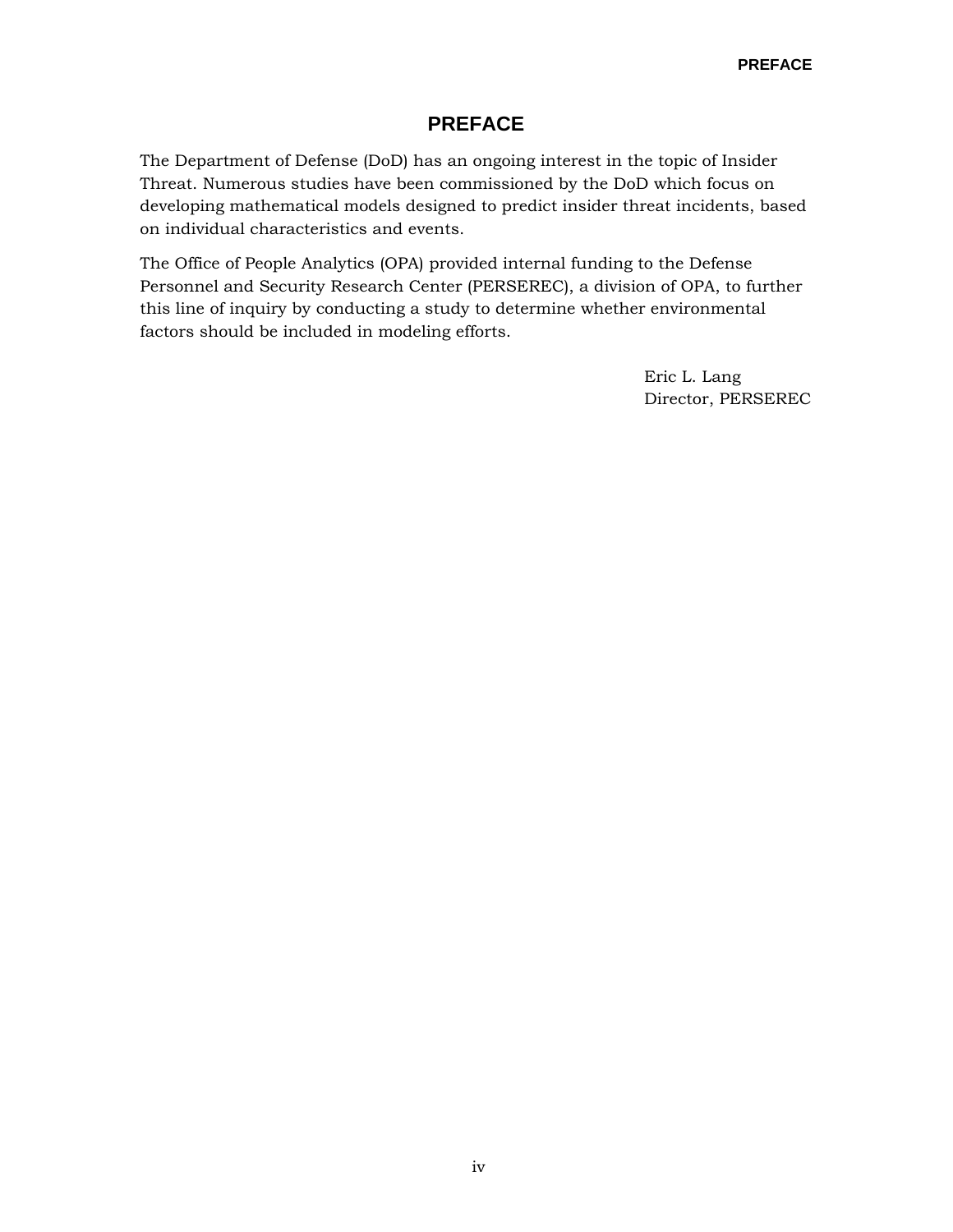# PREFACE

The Department of Defense (DoD) has an ongoing interest in the topic of Insider Threat. Numerous studies have been commissioned by the DoD which focus on developing mathematical models designed to predict insider threat incidents, based on individual characteristics and events.

The Office of People Analytics (OPA) provided internal funding to the Defense Personnel and Security Research Center (PERSEREC), a division of OPA, to further this line of inquiry by conducting a study to determine whether environmental factors should be included in modeling efforts.

Eric L. Lang
Director, PERSEREC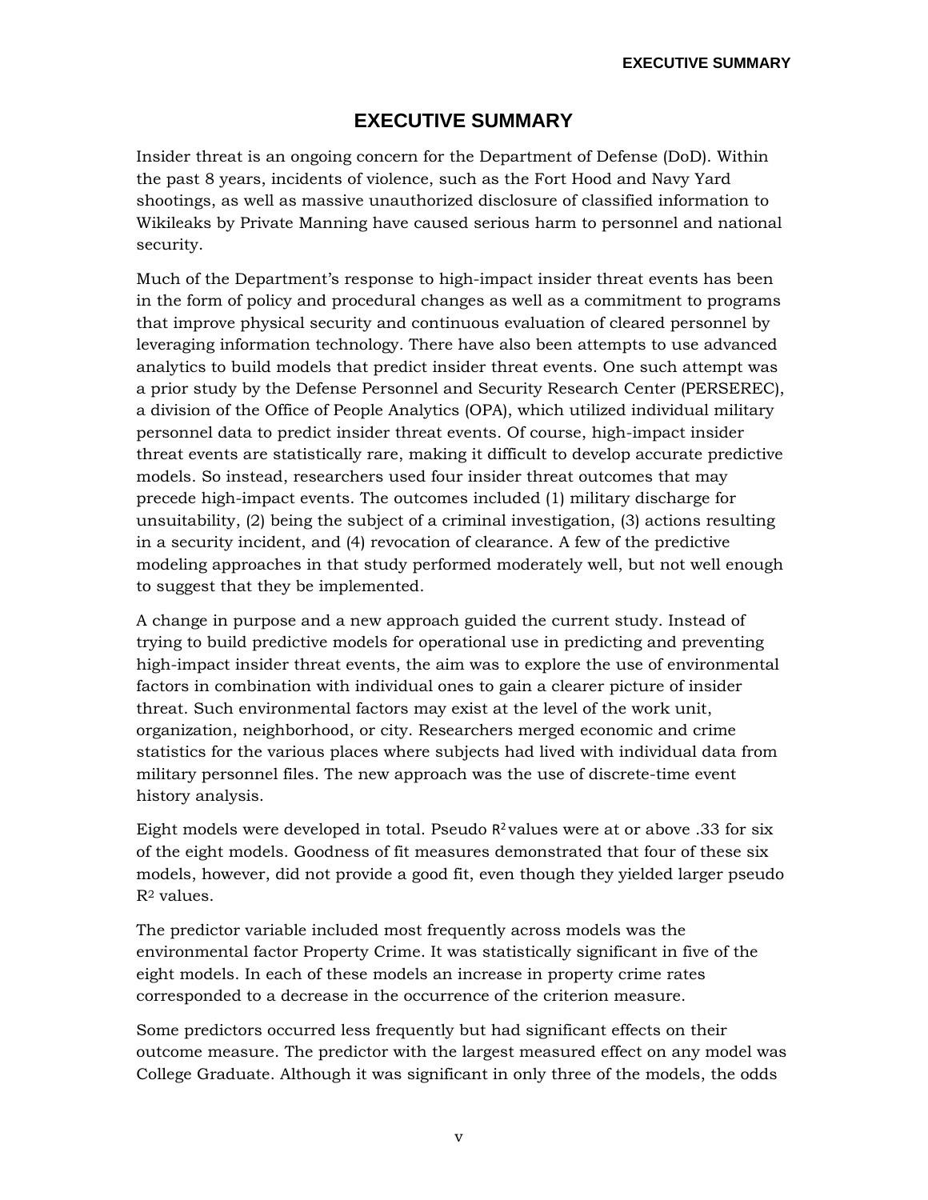# EXECUTIVE SUMMARY

Insider threat is an ongoing concern for the Department of Defense (DoD). Within the past 8 years, incidents of violence, such as the Fort Hood and Navy Yard shootings, as well as massive unauthorized disclosure of classified information to Wikileaks by Private Manning have caused serious harm to personnel and national security.

Much of the Department's response to high-impact insider threat events has been in the form of policy and procedural changes as well as a commitment to programs that improve physical security and continuous evaluation of cleared personnel by leveraging information technology. There have also been attempts to use advanced analytics to build models that predict insider threat events. One such attempt was a prior study by the Defense Personnel and Security Research Center (PERSEREC), a division of the Office of People Analytics (OPA), which utilized individual military personnel data to predict insider threat events. Of course, high-impact insider threat events are statistically rare, making it difficult to develop accurate predictive models. So instead, researchers used four insider threat outcomes that may precede high-impact events. The outcomes included (1) military discharge for unsuitability, (2) being the subject of a criminal investigation, (3) actions resulting in a security incident, and (4) revocation of clearance. A few of the predictive modeling approaches in that study performed moderately well, but not well enough to suggest that they be implemented.

A change in purpose and a new approach guided the current study. Instead of trying to build predictive models for operational use in predicting and preventing high-impact insider threat events, the aim was to explore the use of environmental factors in combination with individual ones to gain a clearer picture of insider threat. Such environmental factors may exist at the level of the work unit, organization, neighborhood, or city. Researchers merged economic and crime statistics for the various places where subjects had lived with individual data from military personnel files. The new approach was the use of discrete-time event history analysis.

Eight models were developed in total. Pseudo $R^2$ values were at or above .33 for six of the eight models. Goodness of fit measures demonstrated that four of these six models, however, did not provide a good fit, even though they yielded larger pseudo $R^2$ values.

The predictor variable included most frequently across models was the environmental factor Property Crime. It was statistically significant in five of the eight models. In each of these models an increase in property crime rates corresponded to a decrease in the occurrence of the criterion measure.

Some predictors occurred less frequently but had significant effects on their outcome measure. The predictor with the largest measured effect on any model was College Graduate. Although it was significant in only three of the models, the odds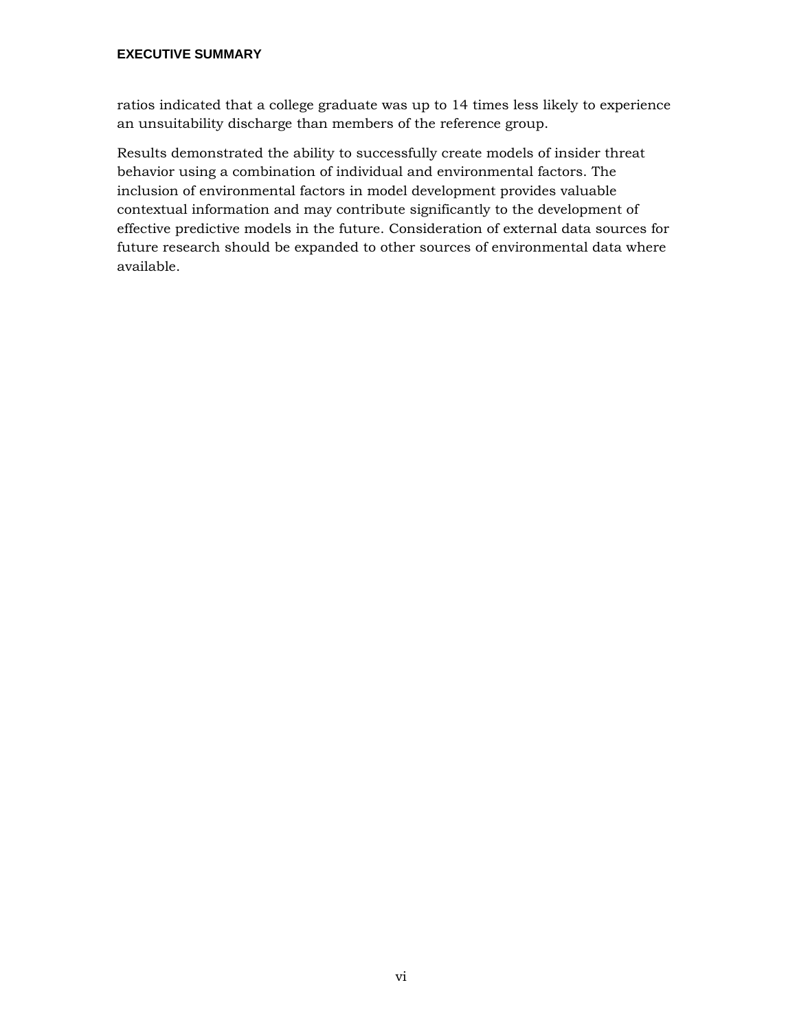ratios indicated that a college graduate was up to 14 times less likely to experience an unsuitability discharge than members of the reference group.

Results demonstrated the ability to successfully create models of insider threat behavior using a combination of individual and environmental factors. The inclusion of environmental factors in model development provides valuable contextual information and may contribute significantly to the development of effective predictive models in the future. Consideration of external data sources for future research should be expanded to other sources of environmental data where available.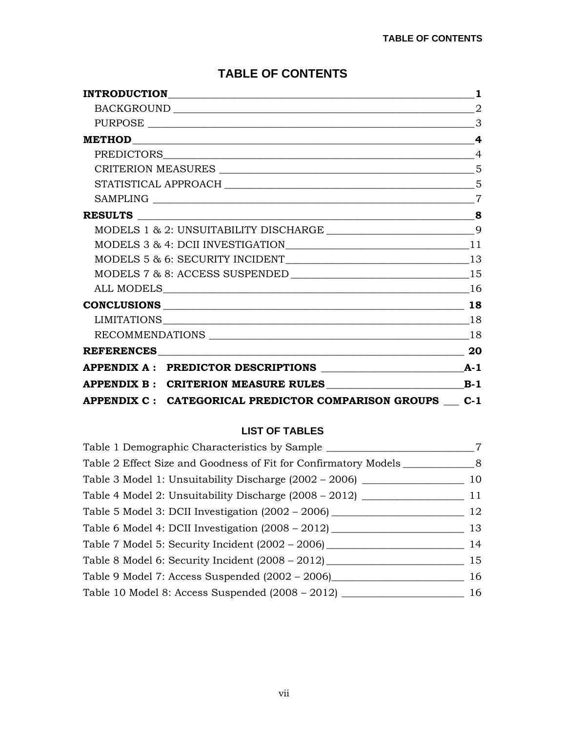# TABLE OF CONTENTS

**INTRODUCTION** \_\_\_ **1**

BACKGROUND \_\_\_ 2

PURPOSE \_\_\_ 3

**METHOD** \_\_\_ **4**

PREDICTORS \_\_\_ 4

CRITERION MEASURES \_\_\_ 5

STATISTICAL APPROACH \_\_\_ 5

SAMPLING \_\_\_ 7

**RESULTS** \_\_\_ **8**

MODELS 1 & 2: UNSUITABILITY DISCHARGE \_\_\_ 9

MODELS 3 & 4: DCII INVESTIGATION \_\_\_ 11

MODELS 5 & 6: SECURITY INCIDENT \_\_\_ 13

MODELS 7 & 8: ACCESS SUSPENDED \_\_\_ 15

ALL MODELS \_\_\_ 16

**CONCLUSIONS** \_\_\_ **18**

LIMITATIONS \_\_\_ 18

RECOMMENDATIONS \_\_\_ 18

**REFERENCES** \_\_\_ **20**

**APPENDIX A : PREDICTOR DESCRIPTIONS** \_\_\_ **A-1**

**APPENDIX B : CRITERION MEASURE RULES** \_\_\_ **B-1**

**APPENDIX C : CATEGORICAL PREDICTOR COMPARISON GROUPS** \_\_\_ **C-1**

## LIST OF TABLES

Table 1 Demographic Characteristics by Sample \_\_\_ 7

Table 2 Effect Size and Goodness of Fit for Confirmatory Models \_\_\_ 8

Table 3 Model 1: Unsuitability Discharge (2002 – 2006) \_\_\_ 10

Table 4 Model 2: Unsuitability Discharge (2008 – 2012) \_\_\_ 11

Table 5 Model 3: DCII Investigation (2002 – 2006) \_\_\_ 12

Table 6 Model 4: DCII Investigation (2008 – 2012) \_\_\_ 13

Table 7 Model 5: Security Incident (2002 – 2006) \_\_\_ 14

Table 8 Model 6: Security Incident (2008 – 2012) \_\_\_ 15

Table 9 Model 7: Access Suspended (2002 – 2006) \_\_\_ 16

Table 10 Model 8: Access Suspended (2008 – 2012) \_\_\_ 16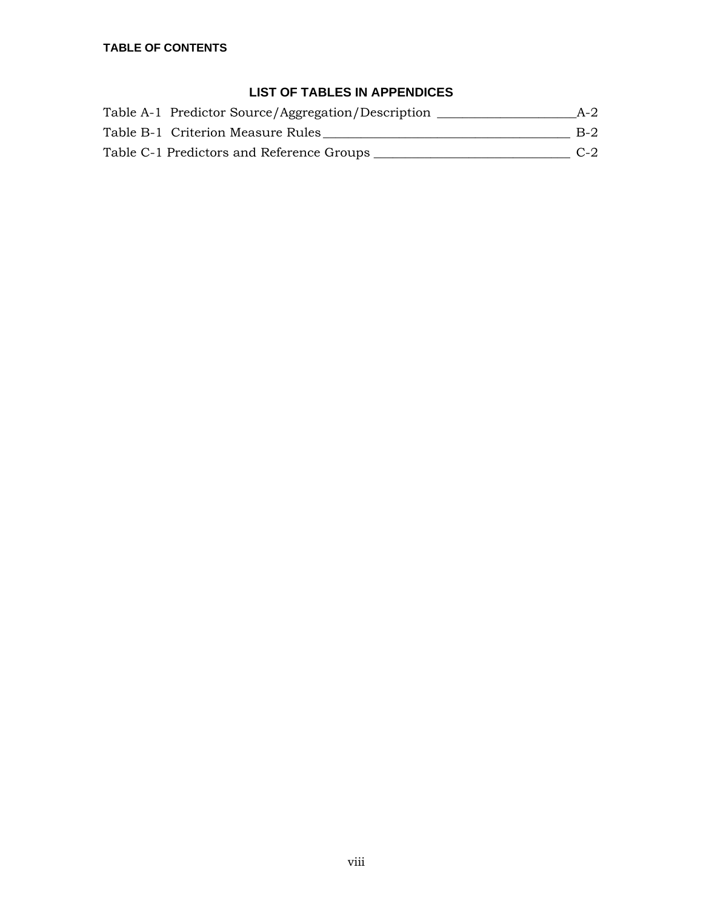## LIST OF TABLES IN APPENDICES

Table A-1 Predictor Source/Aggregation/Description ____________________ A-2

Table B-1 Criterion Measure Rules ____________________ B-2

Table C-1 Predictors and Reference Groups ____________________ C-2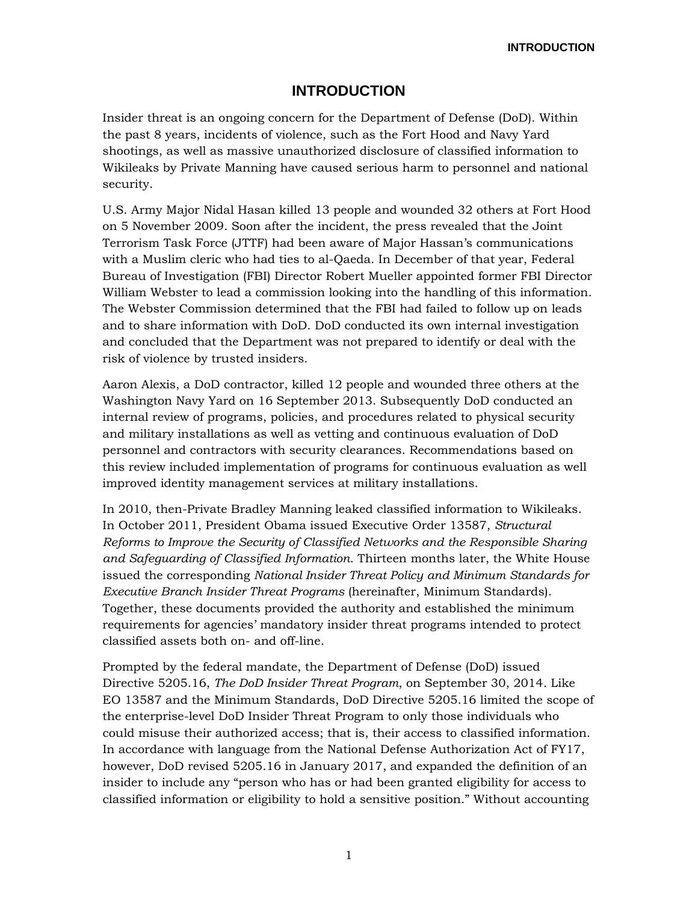# INTRODUCTION

Insider threat is an ongoing concern for the Department of Defense (DoD). Within the past 8 years, incidents of violence, such as the Fort Hood and Navy Yard shootings, as well as massive unauthorized disclosure of classified information to Wikileaks by Private Manning have caused serious harm to personnel and national security.

U.S. Army Major Nidal Hasan killed 13 people and wounded 32 others at Fort Hood on 5 November 2009. Soon after the incident, the press revealed that the Joint Terrorism Task Force (JTTF) had been aware of Major Hassan's communications with a Muslim cleric who had ties to al-Qaeda. In December of that year, Federal Bureau of Investigation (FBI) Director Robert Mueller appointed former FBI Director William Webster to lead a commission looking into the handling of this information. The Webster Commission determined that the FBI had failed to follow up on leads and to share information with DoD. DoD conducted its own internal investigation and concluded that the Department was not prepared to identify or deal with the risk of violence by trusted insiders.

Aaron Alexis, a DoD contractor, killed 12 people and wounded three others at the Washington Navy Yard on 16 September 2013. Subsequently DoD conducted an internal review of programs, policies, and procedures related to physical security and military installations as well as vetting and continuous evaluation of DoD personnel and contractors with security clearances. Recommendations based on this review included implementation of programs for continuous evaluation as well improved identity management services at military installations.

In 2010, then-Private Bradley Manning leaked classified information to Wikileaks. In October 2011, President Obama issued Executive Order 13587, *Structural Reforms to Improve the Security of Classified Networks and the Responsible Sharing and Safeguarding of Classified Information.* Thirteen months later, the White House issued the corresponding *National Insider Threat Policy and Minimum Standards for Executive Branch Insider Threat Programs* (hereinafter, Minimum Standards). Together, these documents provided the authority and established the minimum requirements for agencies' mandatory insider threat programs intended to protect classified assets both on- and off-line.

Prompted by the federal mandate, the Department of Defense (DoD) issued Directive 5205.16, *The DoD Insider Threat Program*, on September 30, 2014. Like EO 13587 and the Minimum Standards, DoD Directive 5205.16 limited the scope of the enterprise-level DoD Insider Threat Program to only those individuals who could misuse their authorized access; that is, their access to classified information. In accordance with language from the National Defense Authorization Act of FY17, however, DoD revised 5205.16 in January 2017, and expanded the definition of an insider to include any "person who has or had been granted eligibility for access to classified information or eligibility to hold a sensitive position." Without accounting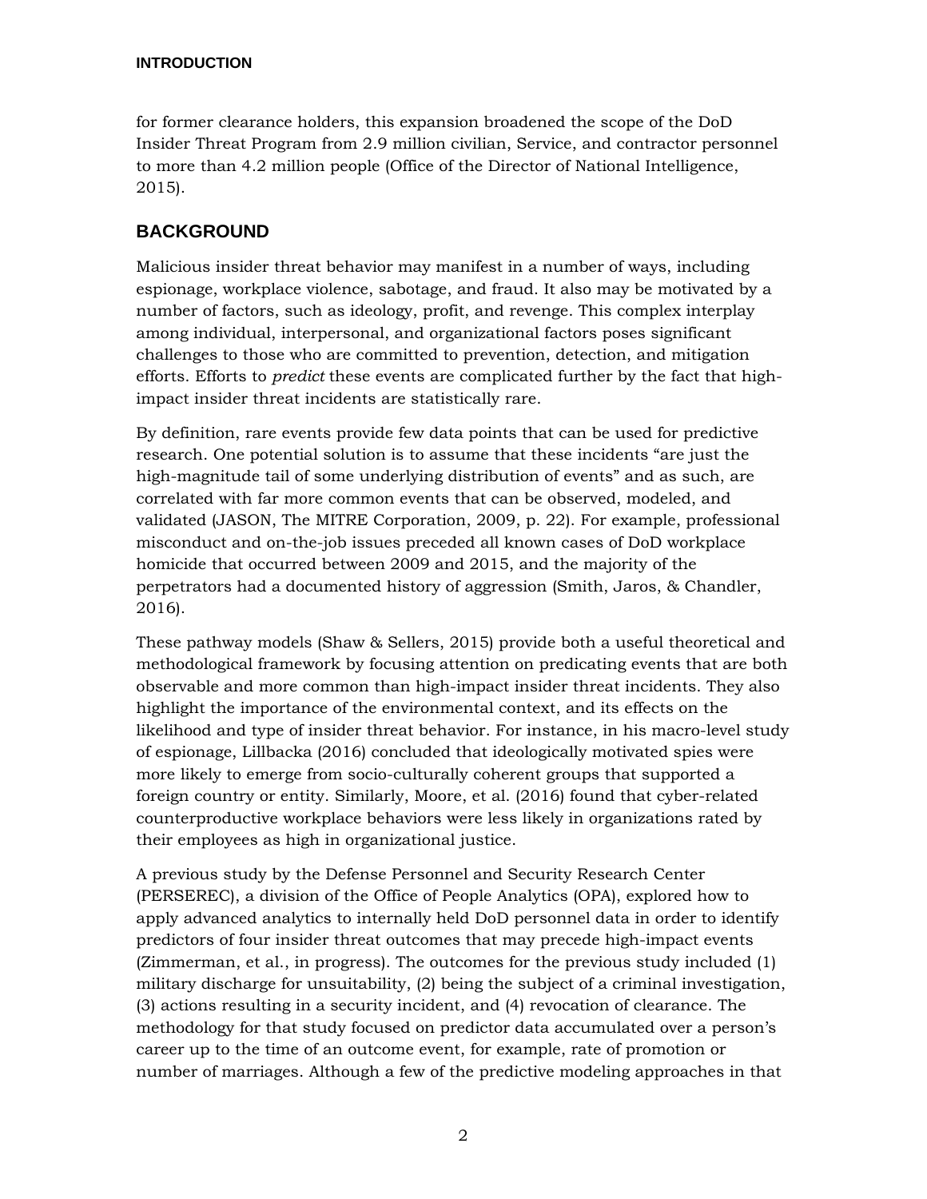for former clearance holders, this expansion broadened the scope of the DoD Insider Threat Program from 2.9 million civilian, Service, and contractor personnel to more than 4.2 million people (Office of the Director of National Intelligence, 2015).

## BACKGROUND

Malicious insider threat behavior may manifest in a number of ways, including espionage, workplace violence, sabotage, and fraud. It also may be motivated by a number of factors, such as ideology, profit, and revenge. This complex interplay among individual, interpersonal, and organizational factors poses significant challenges to those who are committed to prevention, detection, and mitigation efforts. Efforts to *predict* these events are complicated further by the fact that high-impact insider threat incidents are statistically rare.

By definition, rare events provide few data points that can be used for predictive research. One potential solution is to assume that these incidents "are just the high-magnitude tail of some underlying distribution of events" and as such, are correlated with far more common events that can be observed, modeled, and validated (JASON, The MITRE Corporation, 2009, p. 22). For example, professional misconduct and on-the-job issues preceded all known cases of DoD workplace homicide that occurred between 2009 and 2015, and the majority of the perpetrators had a documented history of aggression (Smith, Jaros, & Chandler, 2016).

These pathway models (Shaw & Sellers, 2015) provide both a useful theoretical and methodological framework by focusing attention on predicating events that are both observable and more common than high-impact insider threat incidents. They also highlight the importance of the environmental context, and its effects on the likelihood and type of insider threat behavior. For instance, in his macro-level study of espionage, Lillbacka (2016) concluded that ideologically motivated spies were more likely to emerge from socio-culturally coherent groups that supported a foreign country or entity. Similarly, Moore, et al. (2016) found that cyber-related counterproductive workplace behaviors were less likely in organizations rated by their employees as high in organizational justice.

A previous study by the Defense Personnel and Security Research Center (PERSEREC), a division of the Office of People Analytics (OPA), explored how to apply advanced analytics to internally held DoD personnel data in order to identify predictors of four insider threat outcomes that may precede high-impact events (Zimmerman, et al., in progress). The outcomes for the previous study included (1) military discharge for unsuitability, (2) being the subject of a criminal investigation, (3) actions resulting in a security incident, and (4) revocation of clearance. The methodology for that study focused on predictor data accumulated over a person's career up to the time of an outcome event, for example, rate of promotion or number of marriages. Although a few of the predictive modeling approaches in that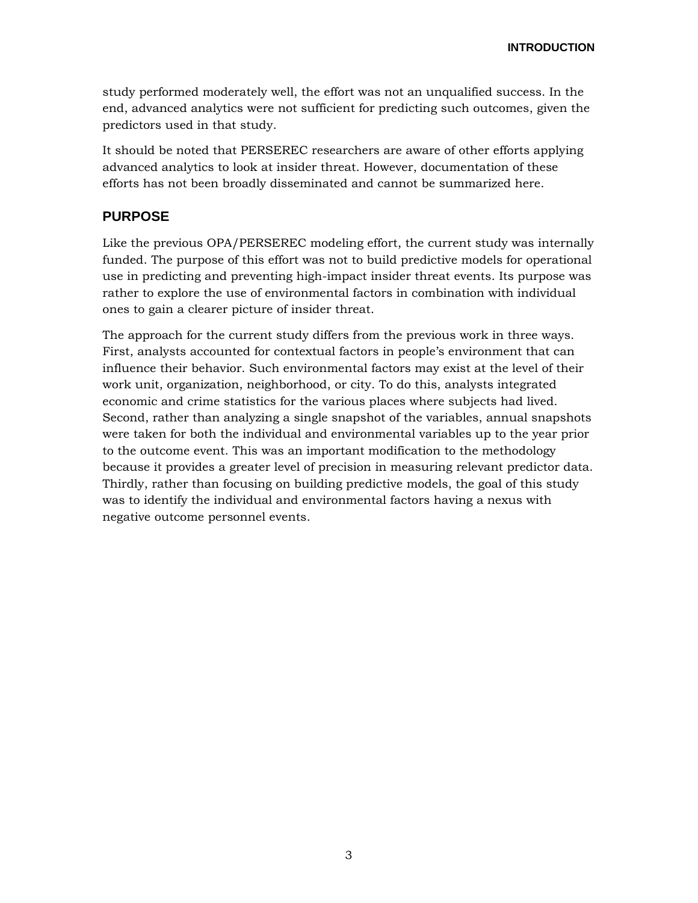study performed moderately well, the effort was not an unqualified success. In the end, advanced analytics were not sufficient for predicting such outcomes, given the predictors used in that study.

It should be noted that PERSEREC researchers are aware of other efforts applying advanced analytics to look at insider threat. However, documentation of these efforts has not been broadly disseminated and cannot be summarized here.

## PURPOSE

Like the previous OPA/PERSEREC modeling effort, the current study was internally funded. The purpose of this effort was not to build predictive models for operational use in predicting and preventing high-impact insider threat events. Its purpose was rather to explore the use of environmental factors in combination with individual ones to gain a clearer picture of insider threat.

The approach for the current study differs from the previous work in three ways. First, analysts accounted for contextual factors in people's environment that can influence their behavior. Such environmental factors may exist at the level of their work unit, organization, neighborhood, or city. To do this, analysts integrated economic and crime statistics for the various places where subjects had lived. Second, rather than analyzing a single snapshot of the variables, annual snapshots were taken for both the individual and environmental variables up to the year prior to the outcome event. This was an important modification to the methodology because it provides a greater level of precision in measuring relevant predictor data. Thirdly, rather than focusing on building predictive models, the goal of this study was to identify the individual and environmental factors having a nexus with negative outcome personnel events.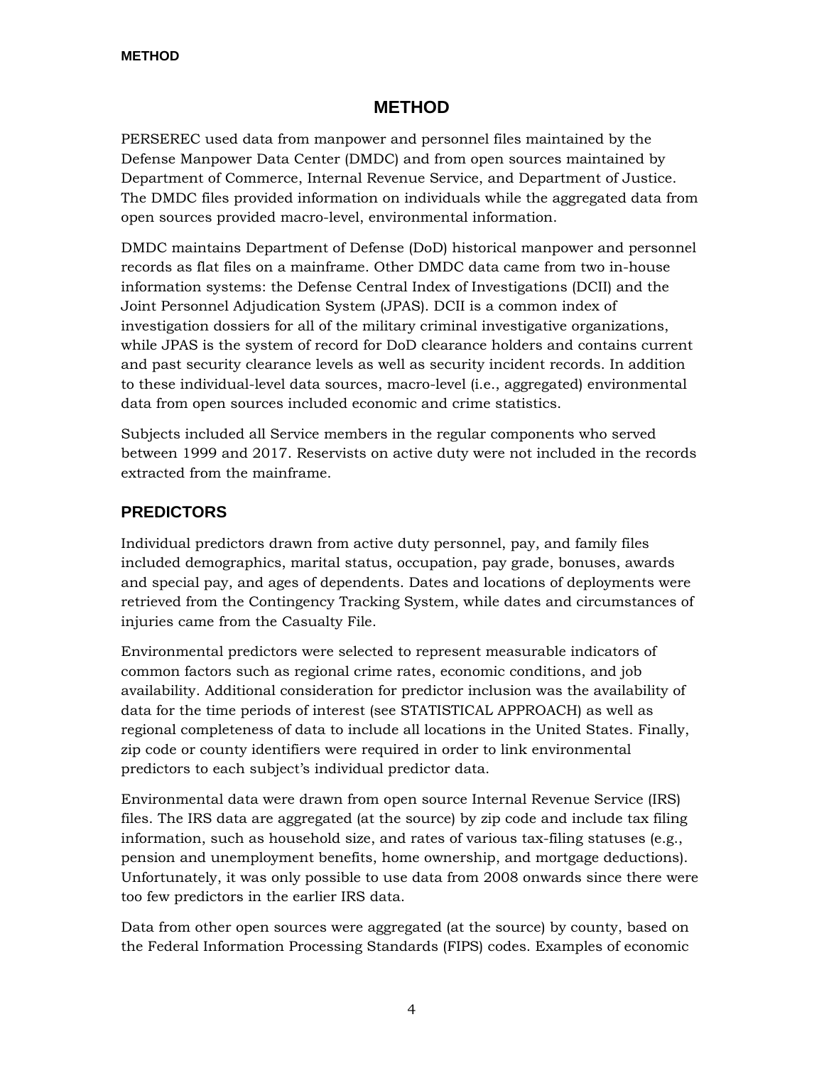# METHOD

PERSEREC used data from manpower and personnel files maintained by the Defense Manpower Data Center (DMDC) and from open sources maintained by Department of Commerce, Internal Revenue Service, and Department of Justice. The DMDC files provided information on individuals while the aggregated data from open sources provided macro-level, environmental information.

DMDC maintains Department of Defense (DoD) historical manpower and personnel records as flat files on a mainframe. Other DMDC data came from two in-house information systems: the Defense Central Index of Investigations (DCII) and the Joint Personnel Adjudication System (JPAS). DCII is a common index of investigation dossiers for all of the military criminal investigative organizations, while JPAS is the system of record for DoD clearance holders and contains current and past security clearance levels as well as security incident records. In addition to these individual-level data sources, macro-level (i.e., aggregated) environmental data from open sources included economic and crime statistics.

Subjects included all Service members in the regular components who served between 1999 and 2017. Reservists on active duty were not included in the records extracted from the mainframe.

## PREDICTORS

Individual predictors drawn from active duty personnel, pay, and family files included demographics, marital status, occupation, pay grade, bonuses, awards and special pay, and ages of dependents. Dates and locations of deployments were retrieved from the Contingency Tracking System, while dates and circumstances of injuries came from the Casualty File.

Environmental predictors were selected to represent measurable indicators of common factors such as regional crime rates, economic conditions, and job availability. Additional consideration for predictor inclusion was the availability of data for the time periods of interest (see STATISTICAL APPROACH) as well as regional completeness of data to include all locations in the United States. Finally, zip code or county identifiers were required in order to link environmental predictors to each subject's individual predictor data.

Environmental data were drawn from open source Internal Revenue Service (IRS) files. The IRS data are aggregated (at the source) by zip code and include tax filing information, such as household size, and rates of various tax-filing statuses (e.g., pension and unemployment benefits, home ownership, and mortgage deductions). Unfortunately, it was only possible to use data from 2008 onwards since there were too few predictors in the earlier IRS data.

Data from other open sources were aggregated (at the source) by county, based on the Federal Information Processing Standards (FIPS) codes. Examples of economic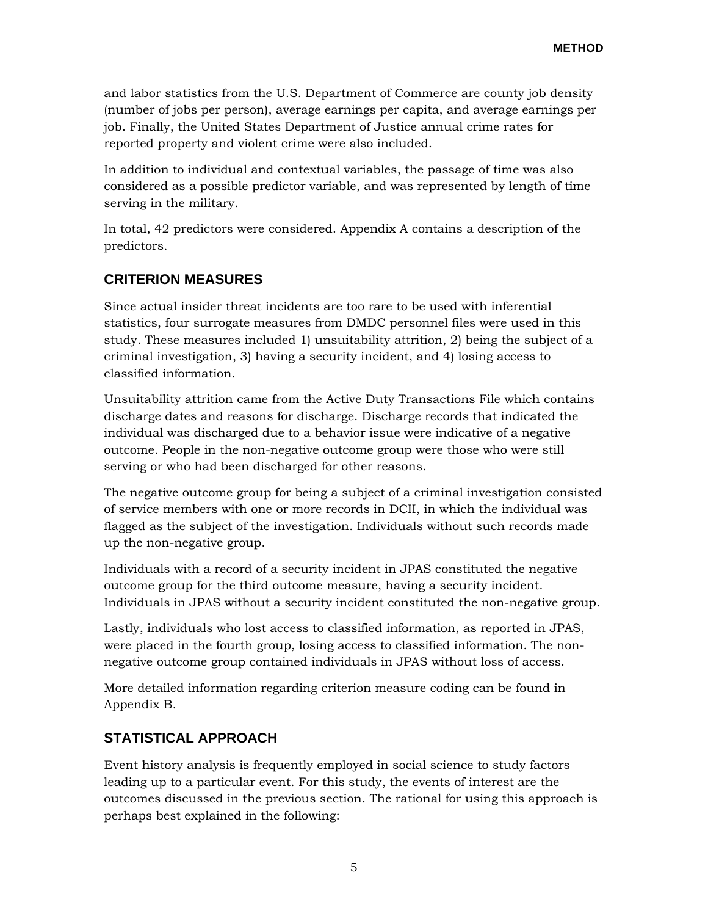and labor statistics from the U.S. Department of Commerce are county job density (number of jobs per person), average earnings per capita, and average earnings per job. Finally, the United States Department of Justice annual crime rates for reported property and violent crime were also included.

In addition to individual and contextual variables, the passage of time was also considered as a possible predictor variable, and was represented by length of time serving in the military.

In total, 42 predictors were considered. Appendix A contains a description of the predictors.

## CRITERION MEASURES

Since actual insider threat incidents are too rare to be used with inferential statistics, four surrogate measures from DMDC personnel files were used in this study. These measures included 1) unsuitability attrition, 2) being the subject of a criminal investigation, 3) having a security incident, and 4) losing access to classified information.

Unsuitability attrition came from the Active Duty Transactions File which contains discharge dates and reasons for discharge. Discharge records that indicated the individual was discharged due to a behavior issue were indicative of a negative outcome. People in the non-negative outcome group were those who were still serving or who had been discharged for other reasons.

The negative outcome group for being a subject of a criminal investigation consisted of service members with one or more records in DCII, in which the individual was flagged as the subject of the investigation. Individuals without such records made up the non-negative group.

Individuals with a record of a security incident in JPAS constituted the negative outcome group for the third outcome measure, having a security incident. Individuals in JPAS without a security incident constituted the non-negative group.

Lastly, individuals who lost access to classified information, as reported in JPAS, were placed in the fourth group, losing access to classified information. The non-negative outcome group contained individuals in JPAS without loss of access.

More detailed information regarding criterion measure coding can be found in Appendix B.

## STATISTICAL APPROACH

Event history analysis is frequently employed in social science to study factors leading up to a particular event. For this study, the events of interest are the outcomes discussed in the previous section. The rational for using this approach is perhaps best explained in the following: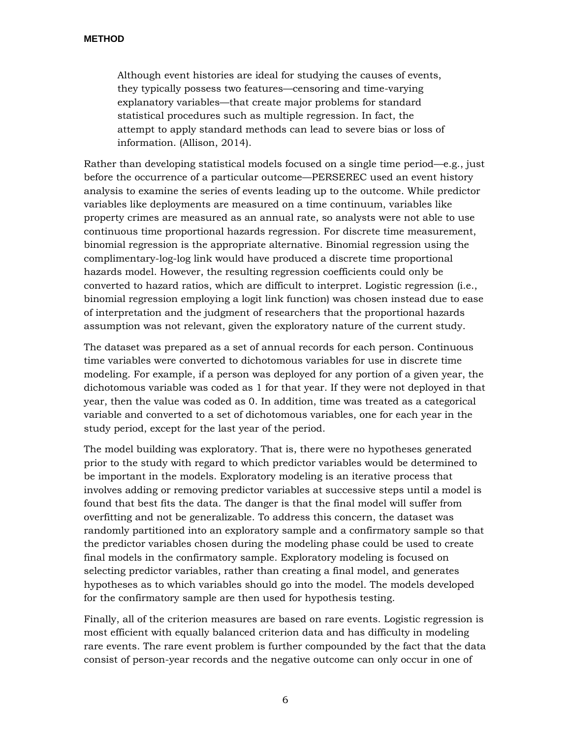> Although event histories are ideal for studying the causes of events, they typically possess two features—censoring and time-varying explanatory variables—that create major problems for standard statistical procedures such as multiple regression. In fact, the attempt to apply standard methods can lead to severe bias or loss of information. (Allison, 2014).

Rather than developing statistical models focused on a single time period—e.g., just before the occurrence of a particular outcome—PERSEREC used an event history analysis to examine the series of events leading up to the outcome. While predictor variables like deployments are measured on a time continuum, variables like property crimes are measured as an annual rate, so analysts were not able to use continuous time proportional hazards regression. For discrete time measurement, binomial regression is the appropriate alternative. Binomial regression using the complimentary-log-log link would have produced a discrete time proportional hazards model. However, the resulting regression coefficients could only be converted to hazard ratios, which are difficult to interpret. Logistic regression (i.e., binomial regression employing a logit link function) was chosen instead due to ease of interpretation and the judgment of researchers that the proportional hazards assumption was not relevant, given the exploratory nature of the current study.

The dataset was prepared as a set of annual records for each person. Continuous time variables were converted to dichotomous variables for use in discrete time modeling. For example, if a person was deployed for any portion of a given year, the dichotomous variable was coded as 1 for that year. If they were not deployed in that year, then the value was coded as 0. In addition, time was treated as a categorical variable and converted to a set of dichotomous variables, one for each year in the study period, except for the last year of the period.

The model building was exploratory. That is, there were no hypotheses generated prior to the study with regard to which predictor variables would be determined to be important in the models. Exploratory modeling is an iterative process that involves adding or removing predictor variables at successive steps until a model is found that best fits the data. The danger is that the final model will suffer from overfitting and not be generalizable. To address this concern, the dataset was randomly partitioned into an exploratory sample and a confirmatory sample so that the predictor variables chosen during the modeling phase could be used to create final models in the confirmatory sample. Exploratory modeling is focused on selecting predictor variables, rather than creating a final model, and generates hypotheses as to which variables should go into the model. The models developed for the confirmatory sample are then used for hypothesis testing.

Finally, all of the criterion measures are based on rare events. Logistic regression is most efficient with equally balanced criterion data and has difficulty in modeling rare events. The rare event problem is further compounded by the fact that the data consist of person-year records and the negative outcome can only occur in one of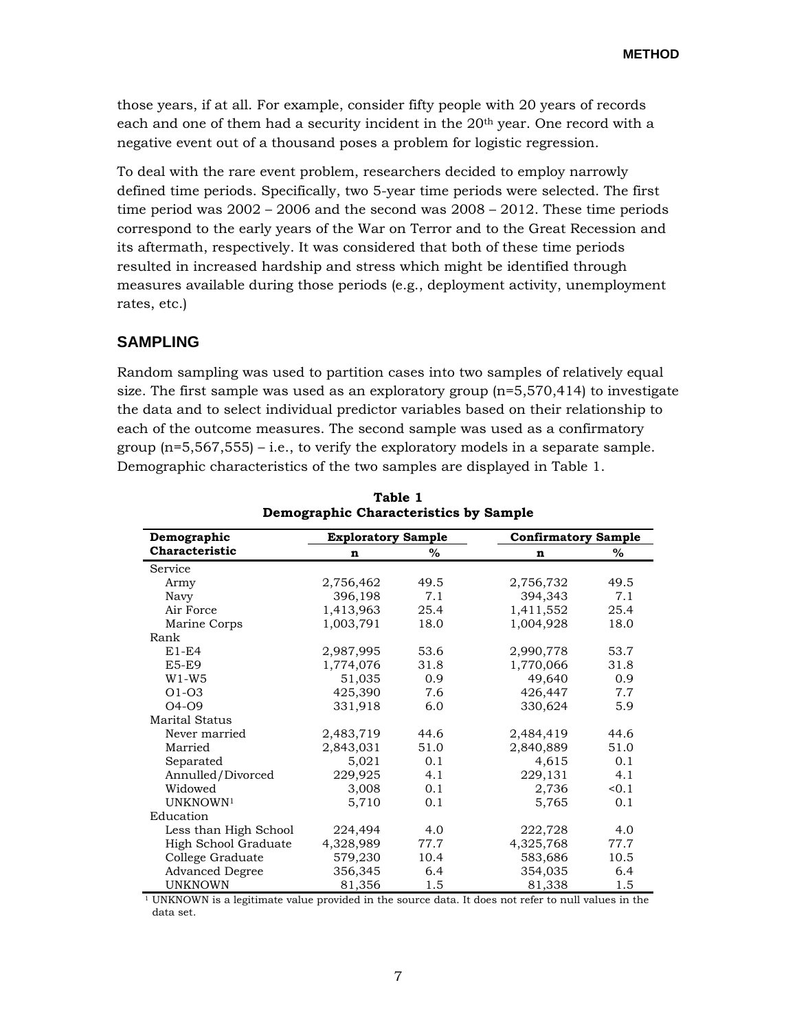those years, if at all. For example, consider fifty people with 20 years of records each and one of them had a security incident in the 20th year. One record with a negative event out of a thousand poses a problem for logistic regression.

To deal with the rare event problem, researchers decided to employ narrowly defined time periods. Specifically, two 5-year time periods were selected. The first time period was 2002 – 2006 and the second was 2008 – 2012. These time periods correspond to the early years of the War on Terror and to the Great Recession and its aftermath, respectively. It was considered that both of these time periods resulted in increased hardship and stress which might be identified through measures available during those periods (e.g., deployment activity, unemployment rates, etc.)

## SAMPLING

Random sampling was used to partition cases into two samples of relatively equal size. The first sample was used as an exploratory group (n=5,570,414) to investigate the data and to select individual predictor variables based on their relationship to each of the outcome measures. The second sample was used as a confirmatory group (n=5,567,555) – i.e., to verify the exploratory models in a separate sample. Demographic characteristics of the two samples are displayed in Table 1.

**Table 1**
**Demographic Characteristics by Sample**

| Demographic Characteristic | Exploratory Sample | | Confirmatory Sample | |
|---|---|---|---|---|
| | n | % | n | % |
| Service | | | | |
| Army | 2,756,462 | 49.5 | 2,756,732 | 49.5 |
| Navy | 396,198 | 7.1 | 394,343 | 7.1 |
| Air Force | 1,413,963 | 25.4 | 1,411,552 | 25.4 |
| Marine Corps | 1,003,791 | 18.0 | 1,004,928 | 18.0 |
| Rank | | | | |
| E1-E4 | 2,987,995 | 53.6 | 2,990,778 | 53.7 |
| E5-E9 | 1,774,076 | 31.8 | 1,770,066 | 31.8 |
| W1-W5 | 51,035 | 0.9 | 49,640 | 0.9 |
| O1-O3 | 425,390 | 7.6 | 426,447 | 7.7 |
| O4-O9 | 331,918 | 6.0 | 330,624 | 5.9 |
| Marital Status | | | | |
| Never married | 2,483,719 | 44.6 | 2,484,419 | 44.6 |
| Married | 2,843,031 | 51.0 | 2,840,889 | 51.0 |
| Separated | 5,021 | 0.1 | 4,615 | 0.1 |
| Annulled/Divorced | 229,925 | 4.1 | 229,131 | 4.1 |
| Widowed | 3,008 | 0.1 | 2,736 | <0.1 |
| UNKNOWN[1] | 5,710 | 0.1 | 5,765 | 0.1 |
| Education | | | | |
| Less than High School | 224,494 | 4.0 | 222,728 | 4.0 |
| High School Graduate | 4,328,989 | 77.7 | 4,325,768 | 77.7 |
| College Graduate | 579,230 | 10.4 | 583,686 | 10.5 |
| Advanced Degree | 356,345 | 6.4 | 354,035 | 6.4 |
| UNKNOWN | 81,356 | 1.5 | 81,338 | 1.5 |

[1] UNKNOWN is a legitimate value provided in the source data. It does not refer to null values in the data set.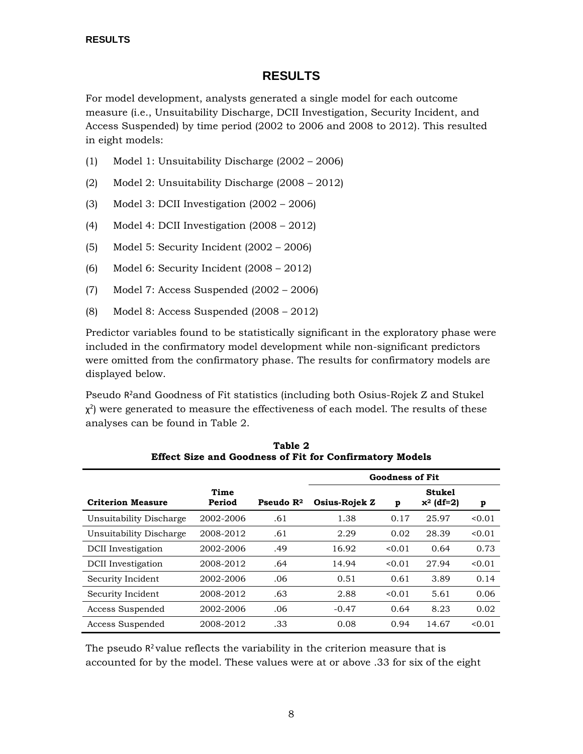# RESULTS

For model development, analysts generated a single model for each outcome measure (i.e., Unsuitability Discharge, DCII Investigation, Security Incident, and Access Suspended) by time period (2002 to 2006 and 2008 to 2012). This resulted in eight models:

(1) Model 1: Unsuitability Discharge (2002 – 2006)

(2) Model 2: Unsuitability Discharge (2008 – 2012)

(3) Model 3: DCII Investigation (2002 – 2006)

(4) Model 4: DCII Investigation (2008 – 2012)

(5) Model 5: Security Incident (2002 – 2006)

(6) Model 6: Security Incident (2008 – 2012)

(7) Model 7: Access Suspended (2002 – 2006)

(8) Model 8: Access Suspended (2008 – 2012)

Predictor variables found to be statistically significant in the exploratory phase were included in the confirmatory model development while non-significant predictors were omitted from the confirmatory phase. The results for confirmatory models are displayed below.

Pseudo $R^2$ and Goodness of Fit statistics (including both Osius-Rojek Z and Stukel $\chi^2$) were generated to measure the effectiveness of each model. The results of these analyses can be found in Table 2.

**Table 2**
**Effect Size and Goodness of Fit for Confirmatory Models**

| | | | Goodness of Fit | | | |
|---|---|---|---|---|---|---|
| **Criterion Measure** | **Time Period** | **Pseudo $R^2$** | **Osius-Rojek Z** | **p** | **Stukel $x^2$ (df=2)** | **p** |
| Unsuitability Discharge | 2002-2006 | .61 | 1.38 | 0.17 | 25.97 | <0.01 |
| Unsuitability Discharge | 2008-2012 | .61 | 2.29 | 0.02 | 28.39 | <0.01 |
| DCII Investigation | 2002-2006 | .49 | 16.92 | <0.01 | 0.64 | 0.73 |
| DCII Investigation | 2008-2012 | .64 | 14.94 | <0.01 | 27.94 | <0.01 |
| Security Incident | 2002-2006 | .06 | 0.51 | 0.61 | 3.89 | 0.14 |
| Security Incident | 2008-2012 | .63 | 2.88 | <0.01 | 5.61 | 0.06 |
| Access Suspended | 2002-2006 | .06 | -0.47 | 0.64 | 8.23 | 0.02 |
| Access Suspended | 2008-2012 | .33 | 0.08 | 0.94 | 14.67 | <0.01 |

The pseudo $R^2$ value reflects the variability in the criterion measure that is accounted for by the model. These values were at or above .33 for six of the eight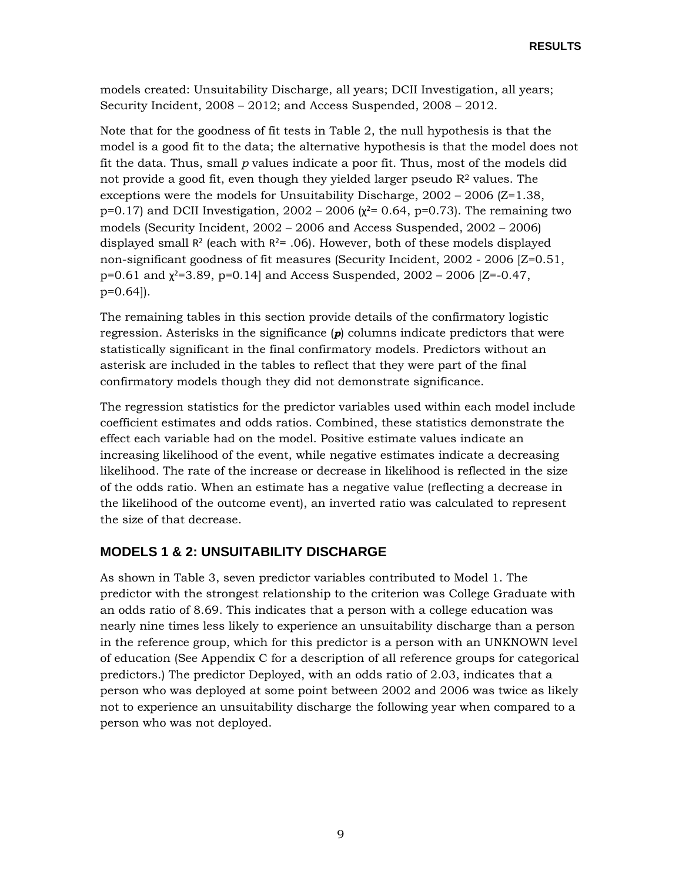models created: Unsuitability Discharge, all years; DCII Investigation, all years; Security Incident, 2008 – 2012; and Access Suspended, 2008 – 2012.

Note that for the goodness of fit tests in Table 2, the null hypothesis is that the model is a good fit to the data; the alternative hypothesis is that the model does not fit the data. Thus, small *p* values indicate a poor fit. Thus, most of the models did not provide a good fit, even though they yielded larger pseudo $R^2$ values. The exceptions were the models for Unsuitability Discharge, 2002 – 2006 (Z=1.38, p=0.17) and DCII Investigation, 2002 – 2006 ($\chi^2$= 0.64, p=0.73). The remaining two models (Security Incident, 2002 – 2006 and Access Suspended, 2002 – 2006) displayed small $R^2$ (each with $R^2$= .06). However, both of these models displayed non-significant goodness of fit measures (Security Incident, 2002 - 2006 [Z=0.51, p=0.61 and $\chi^2$=3.89, p=0.14] and Access Suspended, 2002 – 2006 [Z=-0.47, p=0.64]).

The remaining tables in this section provide details of the confirmatory logistic regression. Asterisks in the significance (***p***) columns indicate predictors that were statistically significant in the final confirmatory models. Predictors without an asterisk are included in the tables to reflect that they were part of the final confirmatory models though they did not demonstrate significance.

The regression statistics for the predictor variables used within each model include coefficient estimates and odds ratios. Combined, these statistics demonstrate the effect each variable had on the model. Positive estimate values indicate an increasing likelihood of the event, while negative estimates indicate a decreasing likelihood. The rate of the increase or decrease in likelihood is reflected in the size of the odds ratio. When an estimate has a negative value (reflecting a decrease in the likelihood of the outcome event), an inverted ratio was calculated to represent the size of that decrease.

## MODELS 1 & 2: UNSUITABILITY DISCHARGE

As shown in Table 3, seven predictor variables contributed to Model 1. The predictor with the strongest relationship to the criterion was College Graduate with an odds ratio of 8.69. This indicates that a person with a college education was nearly nine times less likely to experience an unsuitability discharge than a person in the reference group, which for this predictor is a person with an UNKNOWN level of education (See Appendix C for a description of all reference groups for categorical predictors.) The predictor Deployed, with an odds ratio of 2.03, indicates that a person who was deployed at some point between 2002 and 2006 was twice as likely not to experience an unsuitability discharge the following year when compared to a person who was not deployed.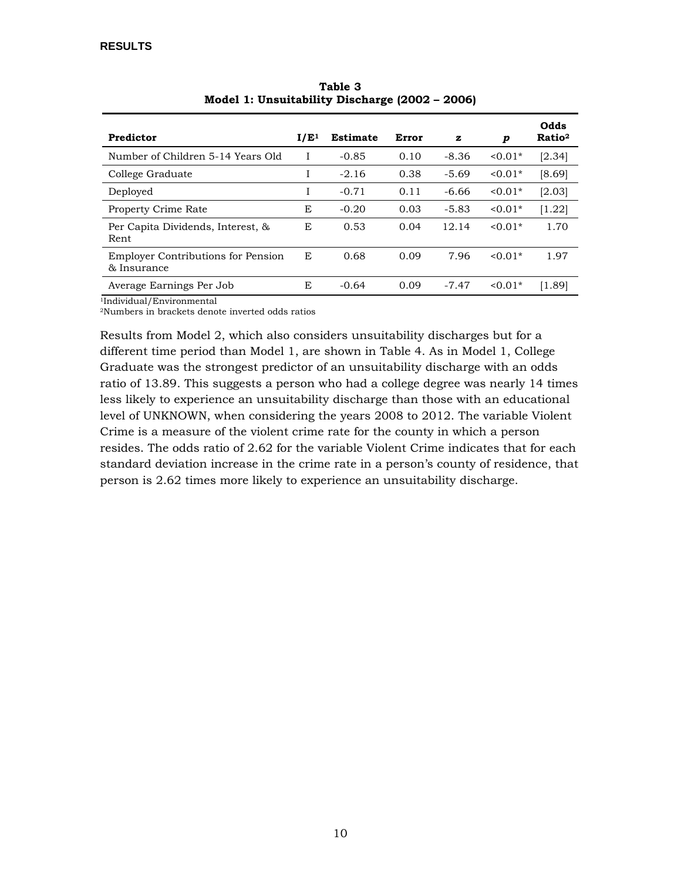**RESULTS**

**Table 3**
**Model 1: Unsuitability Discharge (2002 – 2006)**

| Predictor | I/E[1] | Estimate | Error | *z* | *p* | Odds Ratio[2] |
|---|---|---|---|---|---|---|
| Number of Children 5-14 Years Old | I | -0.85 | 0.10 | -8.36 | <0.01* | [2.34] |
| College Graduate | I | -2.16 | 0.38 | -5.69 | <0.01* | [8.69] |
| Deployed | I | -0.71 | 0.11 | -6.66 | <0.01* | [2.03] |
| Property Crime Rate | E | -0.20 | 0.03 | -5.83 | <0.01* | [1.22] |
| Per Capita Dividends, Interest, & Rent | E | 0.53 | 0.04 | 12.14 | <0.01* | 1.70 |
| Employer Contributions for Pension & Insurance | E | 0.68 | 0.09 | 7.96 | <0.01* | 1.97 |
| Average Earnings Per Job | E | -0.64 | 0.09 | -7.47 | <0.01* | [1.89] |

[1]Individual/Environmental
[2]Numbers in brackets denote inverted odds ratios

Results from Model 2, which also considers unsuitability discharges but for a different time period than Model 1, are shown in Table 4. As in Model 1, College Graduate was the strongest predictor of an unsuitability discharge with an odds ratio of 13.89. This suggests a person who had a college degree was nearly 14 times less likely to experience an unsuitability discharge than those with an educational level of UNKNOWN, when considering the years 2008 to 2012. The variable Violent Crime is a measure of the violent crime rate for the county in which a person resides. The odds ratio of 2.62 for the variable Violent Crime indicates that for each standard deviation increase in the crime rate in a person's county of residence, that person is 2.62 times more likely to experience an unsuitability discharge.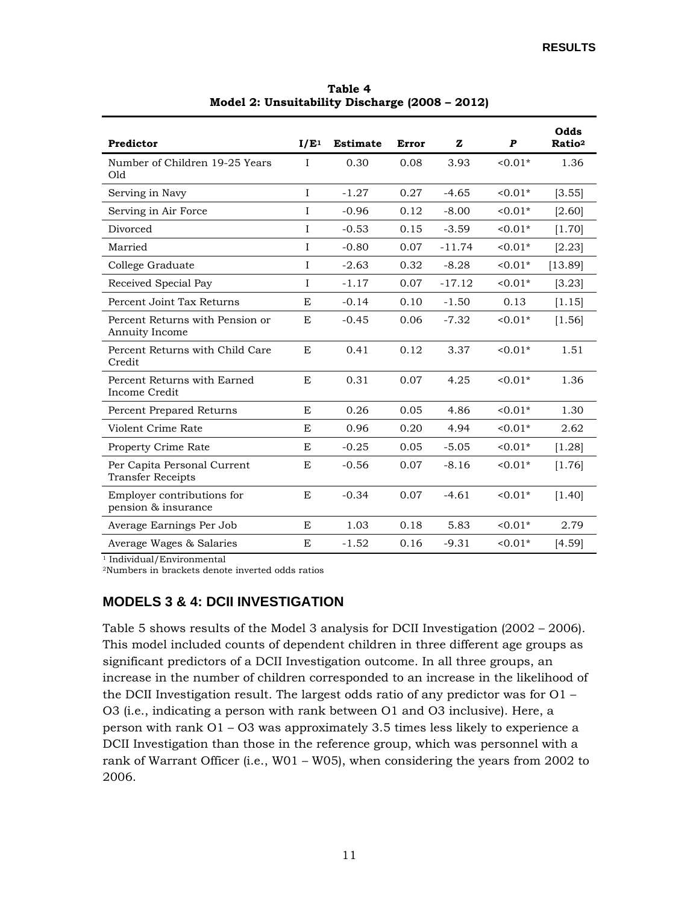**Table 4**
**Model 2: Unsuitability Discharge (2008 – 2012)**

| Predictor | I/E[1] | Estimate | Error | Z | *P* | Odds Ratio[2] |
|---|---|---|---|---|---|---|
| Number of Children 19-25 Years Old | I | 0.30 | 0.08 | 3.93 | <0.01* | 1.36 |
| Serving in Navy | I | -1.27 | 0.27 | -4.65 | <0.01* | [3.55] |
| Serving in Air Force | I | -0.96 | 0.12 | -8.00 | <0.01* | [2.60] |
| Divorced | I | -0.53 | 0.15 | -3.59 | <0.01* | [1.70] |
| Married | I | -0.80 | 0.07 | -11.74 | <0.01* | [2.23] |
| College Graduate | I | -2.63 | 0.32 | -8.28 | <0.01* | [13.89] |
| Received Special Pay | I | -1.17 | 0.07 | -17.12 | <0.01* | [3.23] |
| Percent Joint Tax Returns | E | -0.14 | 0.10 | -1.50 | 0.13 | [1.15] |
| Percent Returns with Pension or Annuity Income | E | -0.45 | 0.06 | -7.32 | <0.01* | [1.56] |
| Percent Returns with Child Care Credit | E | 0.41 | 0.12 | 3.37 | <0.01* | 1.51 |
| Percent Returns with Earned Income Credit | E | 0.31 | 0.07 | 4.25 | <0.01* | 1.36 |
| Percent Prepared Returns | E | 0.26 | 0.05 | 4.86 | <0.01* | 1.30 |
| Violent Crime Rate | E | 0.96 | 0.20 | 4.94 | <0.01* | 2.62 |
| Property Crime Rate | E | -0.25 | 0.05 | -5.05 | <0.01* | [1.28] |
| Per Capita Personal Current Transfer Receipts | E | -0.56 | 0.07 | -8.16 | <0.01* | [1.76] |
| Employer contributions for pension & insurance | E | -0.34 | 0.07 | -4.61 | <0.01* | [1.40] |
| Average Earnings Per Job | E | 1.03 | 0.18 | 5.83 | <0.01* | 2.79 |
| Average Wages & Salaries | E | -1.52 | 0.16 | -9.31 | <0.01* | [4.59] |

[1] Individual/Environmental
[2] Numbers in brackets denote inverted odds ratios

## MODELS 3 & 4: DCII INVESTIGATION

Table 5 shows results of the Model 3 analysis for DCII Investigation (2002 – 2006). This model included counts of dependent children in three different age groups as significant predictors of a DCII Investigation outcome. In all three groups, an increase in the number of children corresponded to an increase in the likelihood of the DCII Investigation result. The largest odds ratio of any predictor was for O1 – O3 (i.e., indicating a person with rank between O1 and O3 inclusive). Here, a person with rank O1 – O3 was approximately 3.5 times less likely to experience a DCII Investigation than those in the reference group, which was personnel with a rank of Warrant Officer (i.e., W01 – W05), when considering the years from 2002 to 2006.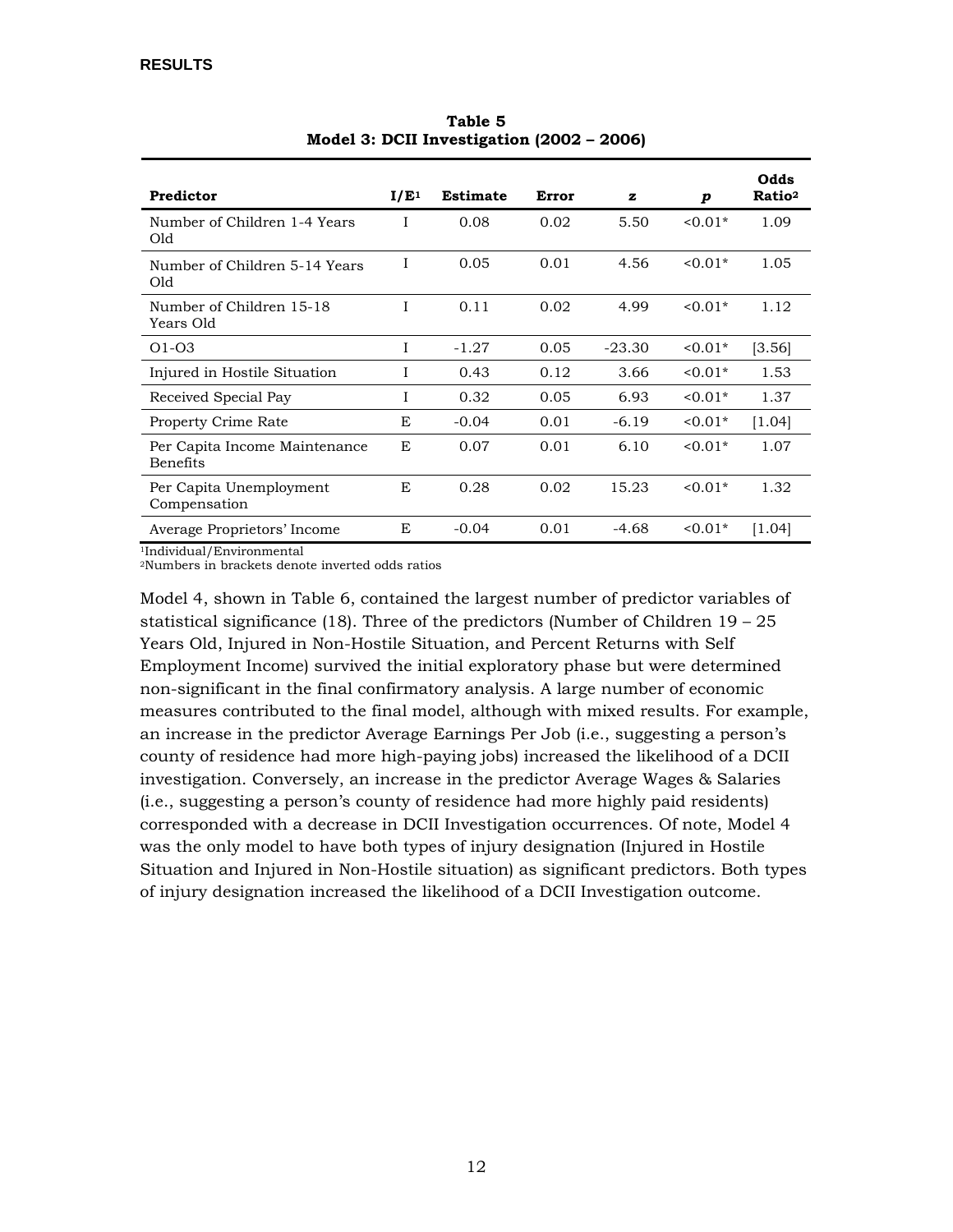**Table 5**
**Model 3: DCII Investigation (2002 – 2006)**

| Predictor | I/E[1] | Estimate | Error | z | p | Odds Ratio[2] |
|---|---|---|---|---|---|---|
| Number of Children 1-4 Years Old | I | 0.08 | 0.02 | 5.50 | <0.01* | 1.09 |
| Number of Children 5-14 Years Old | I | 0.05 | 0.01 | 4.56 | <0.01* | 1.05 |
| Number of Children 15-18 Years Old | I | 0.11 | 0.02 | 4.99 | <0.01* | 1.12 |
| O1-O3 | I | -1.27 | 0.05 | -23.30 | <0.01* | [3.56] |
| Injured in Hostile Situation | I | 0.43 | 0.12 | 3.66 | <0.01* | 1.53 |
| Received Special Pay | I | 0.32 | 0.05 | 6.93 | <0.01* | 1.37 |
| Property Crime Rate | E | -0.04 | 0.01 | -6.19 | <0.01* | [1.04] |
| Per Capita Income Maintenance Benefits | E | 0.07 | 0.01 | 6.10 | <0.01* | 1.07 |
| Per Capita Unemployment Compensation | E | 0.28 | 0.02 | 15.23 | <0.01* | 1.32 |
| Average Proprietors' Income | E | -0.04 | 0.01 | -4.68 | <0.01* | [1.04] |

[1]Individual/Environmental
[2]Numbers in brackets denote inverted odds ratios

Model 4, shown in Table 6, contained the largest number of predictor variables of statistical significance (18). Three of the predictors (Number of Children 19 – 25 Years Old, Injured in Non-Hostile Situation, and Percent Returns with Self Employment Income) survived the initial exploratory phase but were determined non-significant in the final confirmatory analysis. A large number of economic measures contributed to the final model, although with mixed results. For example, an increase in the predictor Average Earnings Per Job (i.e., suggesting a person's county of residence had more high-paying jobs) increased the likelihood of a DCII investigation. Conversely, an increase in the predictor Average Wages & Salaries (i.e., suggesting a person's county of residence had more highly paid residents) corresponded with a decrease in DCII Investigation occurrences. Of note, Model 4 was the only model to have both types of injury designation (Injured in Hostile Situation and Injured in Non-Hostile situation) as significant predictors. Both types of injury designation increased the likelihood of a DCII Investigation outcome.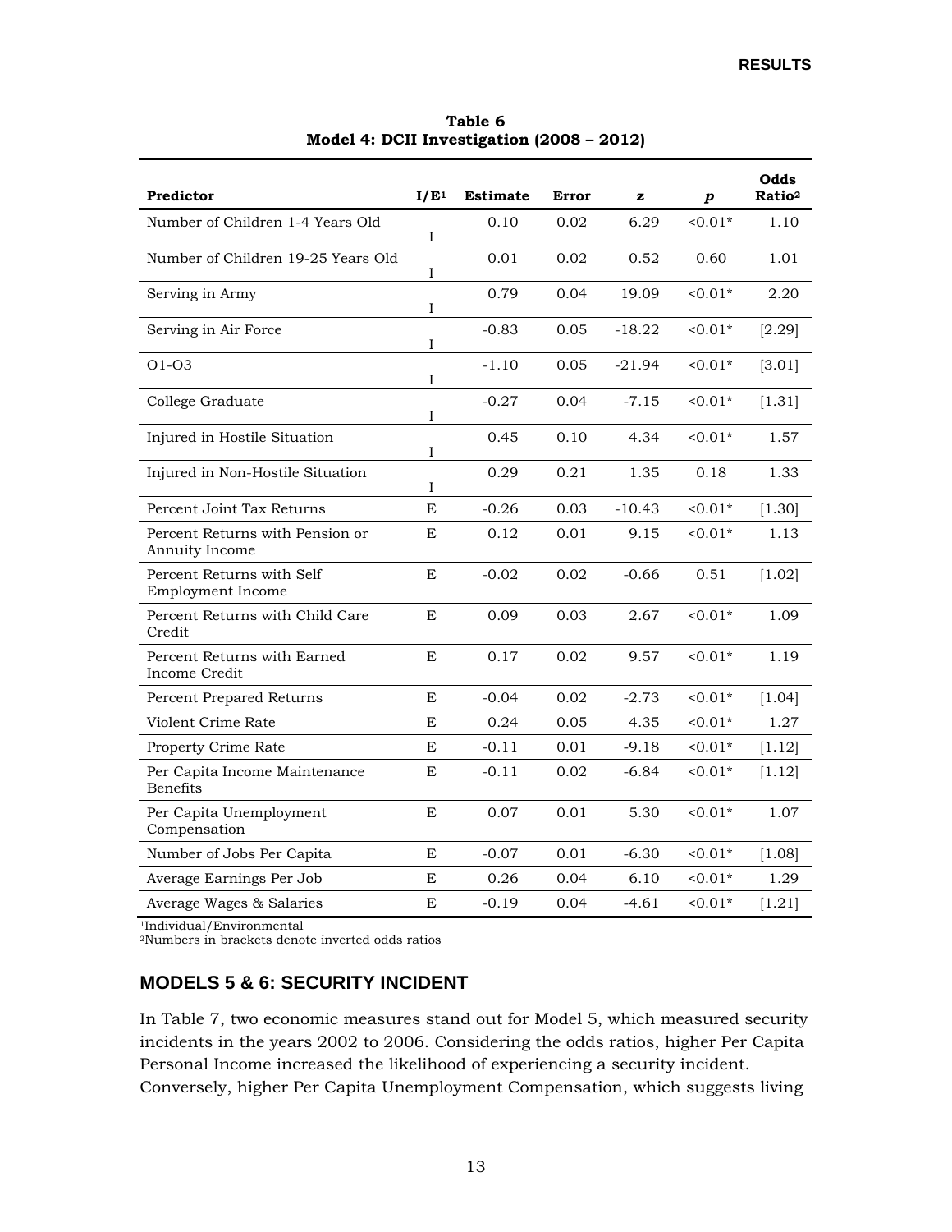**Table 6**
**Model 4: DCII Investigation (2008 – 2012)**

| Predictor | I/E[1] | Estimate | Error | z | p | Odds Ratio[2] |
|---|---|---|---|---|---|---|
| Number of Children 1-4 Years Old | I | 0.10 | 0.02 | 6.29 | <0.01* | 1.10 |
| Number of Children 19-25 Years Old | I | 0.01 | 0.02 | 0.52 | 0.60 | 1.01 |
| Serving in Army | I | 0.79 | 0.04 | 19.09 | <0.01* | 2.20 |
| Serving in Air Force | I | -0.83 | 0.05 | -18.22 | <0.01* | [2.29] |
| O1-O3 | I | -1.10 | 0.05 | -21.94 | <0.01* | [3.01] |
| College Graduate | I | -0.27 | 0.04 | -7.15 | <0.01* | [1.31] |
| Injured in Hostile Situation | I | 0.45 | 0.10 | 4.34 | <0.01* | 1.57 |
| Injured in Non-Hostile Situation | I | 0.29 | 0.21 | 1.35 | 0.18 | 1.33 |
| Percent Joint Tax Returns | E | -0.26 | 0.03 | -10.43 | <0.01* | [1.30] |
| Percent Returns with Pension or Annuity Income | E | 0.12 | 0.01 | 9.15 | <0.01* | 1.13 |
| Percent Returns with Self Employment Income | E | -0.02 | 0.02 | -0.66 | 0.51 | [1.02] |
| Percent Returns with Child Care Credit | E | 0.09 | 0.03 | 2.67 | <0.01* | 1.09 |
| Percent Returns with Earned Income Credit | E | 0.17 | 0.02 | 9.57 | <0.01* | 1.19 |
| Percent Prepared Returns | E | -0.04 | 0.02 | -2.73 | <0.01* | [1.04] |
| Violent Crime Rate | E | 0.24 | 0.05 | 4.35 | <0.01* | 1.27 |
| Property Crime Rate | E | -0.11 | 0.01 | -9.18 | <0.01* | [1.12] |
| Per Capita Income Maintenance Benefits | E | -0.11 | 0.02 | -6.84 | <0.01* | [1.12] |
| Per Capita Unemployment Compensation | E | 0.07 | 0.01 | 5.30 | <0.01* | 1.07 |
| Number of Jobs Per Capita | E | -0.07 | 0.01 | -6.30 | <0.01* | [1.08] |
| Average Earnings Per Job | E | 0.26 | 0.04 | 6.10 | <0.01* | 1.29 |
| Average Wages & Salaries | E | -0.19 | 0.04 | -4.61 | <0.01* | [1.21] |

[1]Individual/Environmental
[2]Numbers in brackets denote inverted odds ratios

## MODELS 5 & 6: SECURITY INCIDENT

In Table 7, two economic measures stand out for Model 5, which measured security incidents in the years 2002 to 2006. Considering the odds ratios, higher Per Capita Personal Income increased the likelihood of experiencing a security incident. Conversely, higher Per Capita Unemployment Compensation, which suggests living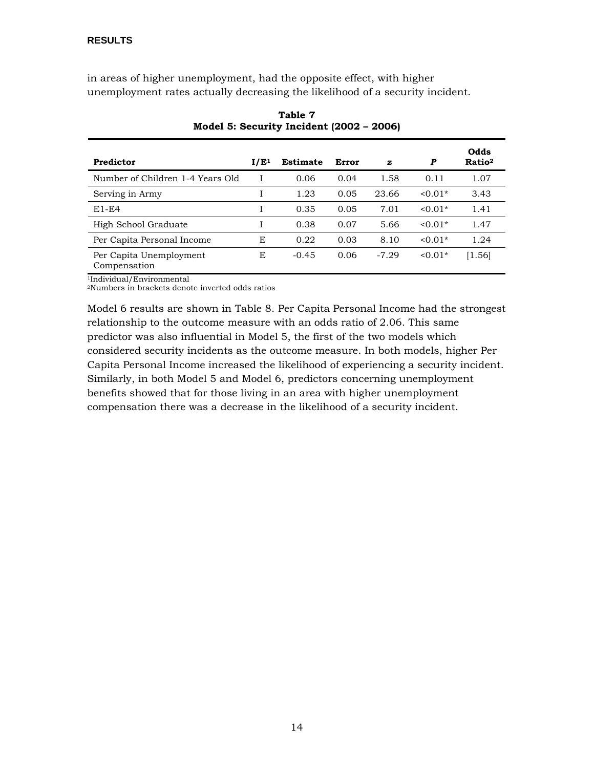in areas of higher unemployment, had the opposite effect, with higher unemployment rates actually decreasing the likelihood of a security incident.

**Table 7**
**Model 5: Security Incident (2002 – 2006)**

| Predictor | I/E[1] | Estimate | Error | z | P | Odds Ratio[2] |
|---|---|---|---|---|---|---|
| Number of Children 1-4 Years Old | I | 0.06 | 0.04 | 1.58 | 0.11 | 1.07 |
| Serving in Army | I | 1.23 | 0.05 | 23.66 | <0.01* | 3.43 |
| E1-E4 | I | 0.35 | 0.05 | 7.01 | <0.01* | 1.41 |
| High School Graduate | I | 0.38 | 0.07 | 5.66 | <0.01* | 1.47 |
| Per Capita Personal Income | E | 0.22 | 0.03 | 8.10 | <0.01* | 1.24 |
| Per Capita Unemployment Compensation | E | -0.45 | 0.06 | -7.29 | <0.01* | [1.56] |

[1]Individual/Environmental
[2]Numbers in brackets denote inverted odds ratios

Model 6 results are shown in Table 8. Per Capita Personal Income had the strongest relationship to the outcome measure with an odds ratio of 2.06. This same predictor was also influential in Model 5, the first of the two models which considered security incidents as the outcome measure. In both models, higher Per Capita Personal Income increased the likelihood of experiencing a security incident. Similarly, in both Model 5 and Model 6, predictors concerning unemployment benefits showed that for those living in an area with higher unemployment compensation there was a decrease in the likelihood of a security incident.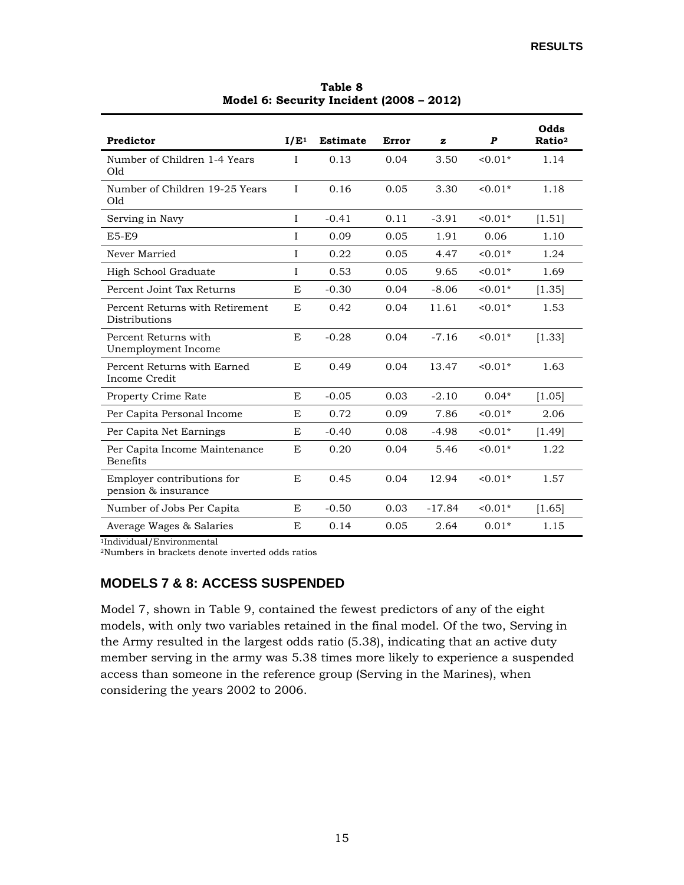**Table 8**
**Model 6: Security Incident (2008 – 2012)**

| Predictor | I/E[1] | Estimate | Error | z | P | Odds Ratio[2] |
|---|---|---|---|---|---|---|
| Number of Children 1-4 Years Old | I | 0.13 | 0.04 | 3.50 | <0.01* | 1.14 |
| Number of Children 19-25 Years Old | I | 0.16 | 0.05 | 3.30 | <0.01* | 1.18 |
| Serving in Navy | I | -0.41 | 0.11 | -3.91 | <0.01* | [1.51] |
| E5-E9 | I | 0.09 | 0.05 | 1.91 | 0.06 | 1.10 |
| Never Married | I | 0.22 | 0.05 | 4.47 | <0.01* | 1.24 |
| High School Graduate | I | 0.53 | 0.05 | 9.65 | <0.01* | 1.69 |
| Percent Joint Tax Returns | E | -0.30 | 0.04 | -8.06 | <0.01* | [1.35] |
| Percent Returns with Retirement Distributions | E | 0.42 | 0.04 | 11.61 | <0.01* | 1.53 |
| Percent Returns with Unemployment Income | E | -0.28 | 0.04 | -7.16 | <0.01* | [1.33] |
| Percent Returns with Earned Income Credit | E | 0.49 | 0.04 | 13.47 | <0.01* | 1.63 |
| Property Crime Rate | E | -0.05 | 0.03 | -2.10 | 0.04* | [1.05] |
| Per Capita Personal Income | E | 0.72 | 0.09 | 7.86 | <0.01* | 2.06 |
| Per Capita Net Earnings | E | -0.40 | 0.08 | -4.98 | <0.01* | [1.49] |
| Per Capita Income Maintenance Benefits | E | 0.20 | 0.04 | 5.46 | <0.01* | 1.22 |
| Employer contributions for pension & insurance | E | 0.45 | 0.04 | 12.94 | <0.01* | 1.57 |
| Number of Jobs Per Capita | E | -0.50 | 0.03 | -17.84 | <0.01* | [1.65] |
| Average Wages & Salaries | E | 0.14 | 0.05 | 2.64 | 0.01* | 1.15 |

[1]Individual/Environmental
[2]Numbers in brackets denote inverted odds ratios

## MODELS 7 & 8: ACCESS SUSPENDED

Model 7, shown in Table 9, contained the fewest predictors of any of the eight models, with only two variables retained in the final model. Of the two, Serving in the Army resulted in the largest odds ratio (5.38), indicating that an active duty member serving in the army was 5.38 times more likely to experience a suspended access than someone in the reference group (Serving in the Marines), when considering the years 2002 to 2006.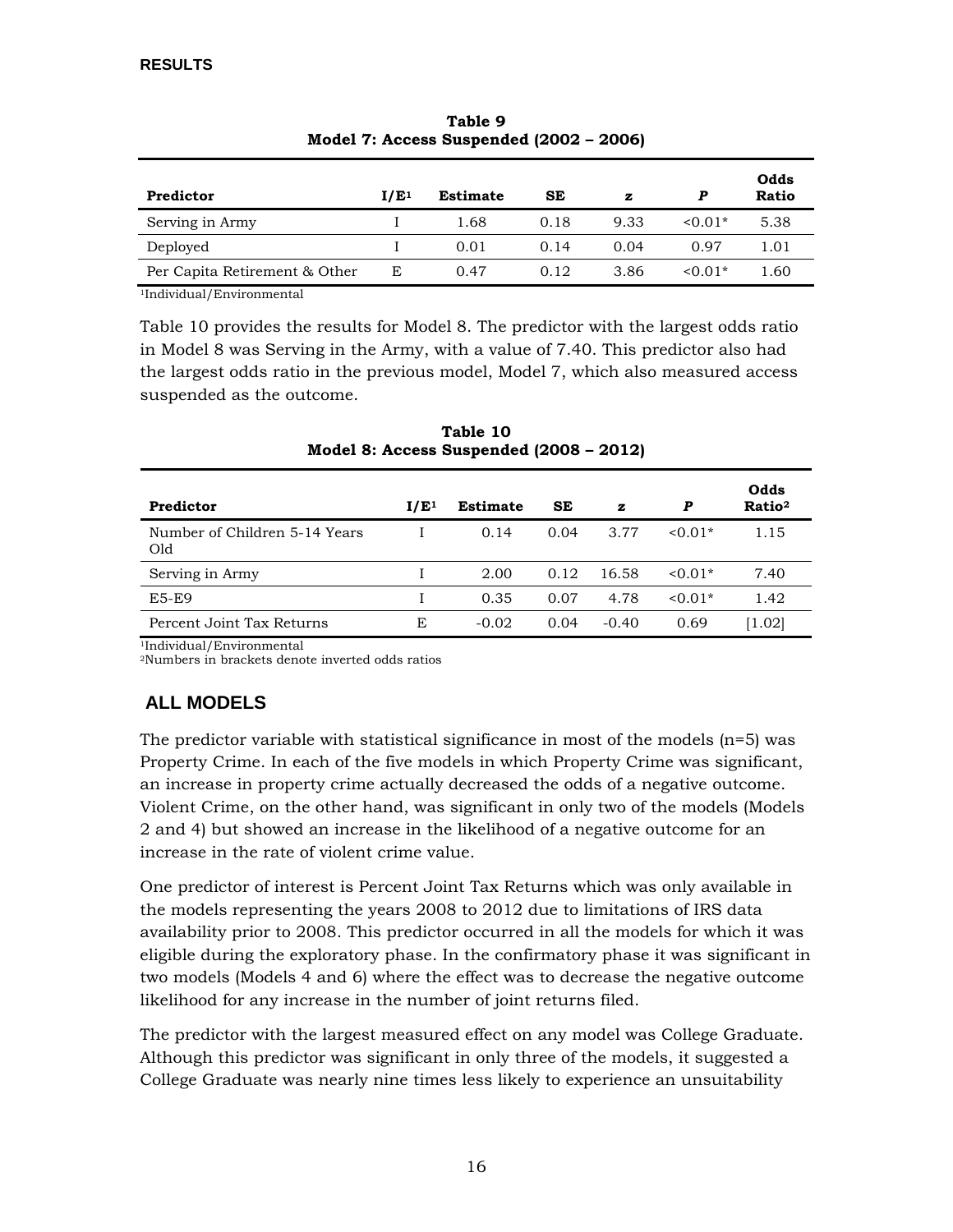**RESULTS**

**Table 9**
**Model 7: Access Suspended (2002 – 2006)**

| Predictor | I/E[1] | Estimate | SE | z | P | Odds Ratio |
|---|---|---|---|---|---|---|
| Serving in Army | I | 1.68 | 0.18 | 9.33 | <0.01* | 5.38 |
| Deployed | I | 0.01 | 0.14 | 0.04 | 0.97 | 1.01 |
| Per Capita Retirement & Other | E | 0.47 | 0.12 | 3.86 | <0.01* | 1.60 |

[1]Individual/Environmental

Table 10 provides the results for Model 8. The predictor with the largest odds ratio in Model 8 was Serving in the Army, with a value of 7.40. This predictor also had the largest odds ratio in the previous model, Model 7, which also measured access suspended as the outcome.

**Table 10**
**Model 8: Access Suspended (2008 – 2012)**

| Predictor | I/E[1] | Estimate | SE | z | P | Odds Ratio[2] |
|---|---|---|---|---|---|---|
| Number of Children 5-14 Years Old | I | 0.14 | 0.04 | 3.77 | <0.01* | 1.15 |
| Serving in Army | I | 2.00 | 0.12 | 16.58 | <0.01* | 7.40 |
| E5-E9 | I | 0.35 | 0.07 | 4.78 | <0.01* | 1.42 |
| Percent Joint Tax Returns | E | -0.02 | 0.04 | -0.40 | 0.69 | [1.02] |

[1]Individual/Environmental
[2]Numbers in brackets denote inverted odds ratios

## ALL MODELS

The predictor variable with statistical significance in most of the models (n=5) was Property Crime. In each of the five models in which Property Crime was significant, an increase in property crime actually decreased the odds of a negative outcome. Violent Crime, on the other hand, was significant in only two of the models (Models 2 and 4) but showed an increase in the likelihood of a negative outcome for an increase in the rate of violent crime value.

One predictor of interest is Percent Joint Tax Returns which was only available in the models representing the years 2008 to 2012 due to limitations of IRS data availability prior to 2008. This predictor occurred in all the models for which it was eligible during the exploratory phase. In the confirmatory phase it was significant in two models (Models 4 and 6) where the effect was to decrease the negative outcome likelihood for any increase in the number of joint returns filed.

The predictor with the largest measured effect on any model was College Graduate. Although this predictor was significant in only three of the models, it suggested a College Graduate was nearly nine times less likely to experience an unsuitability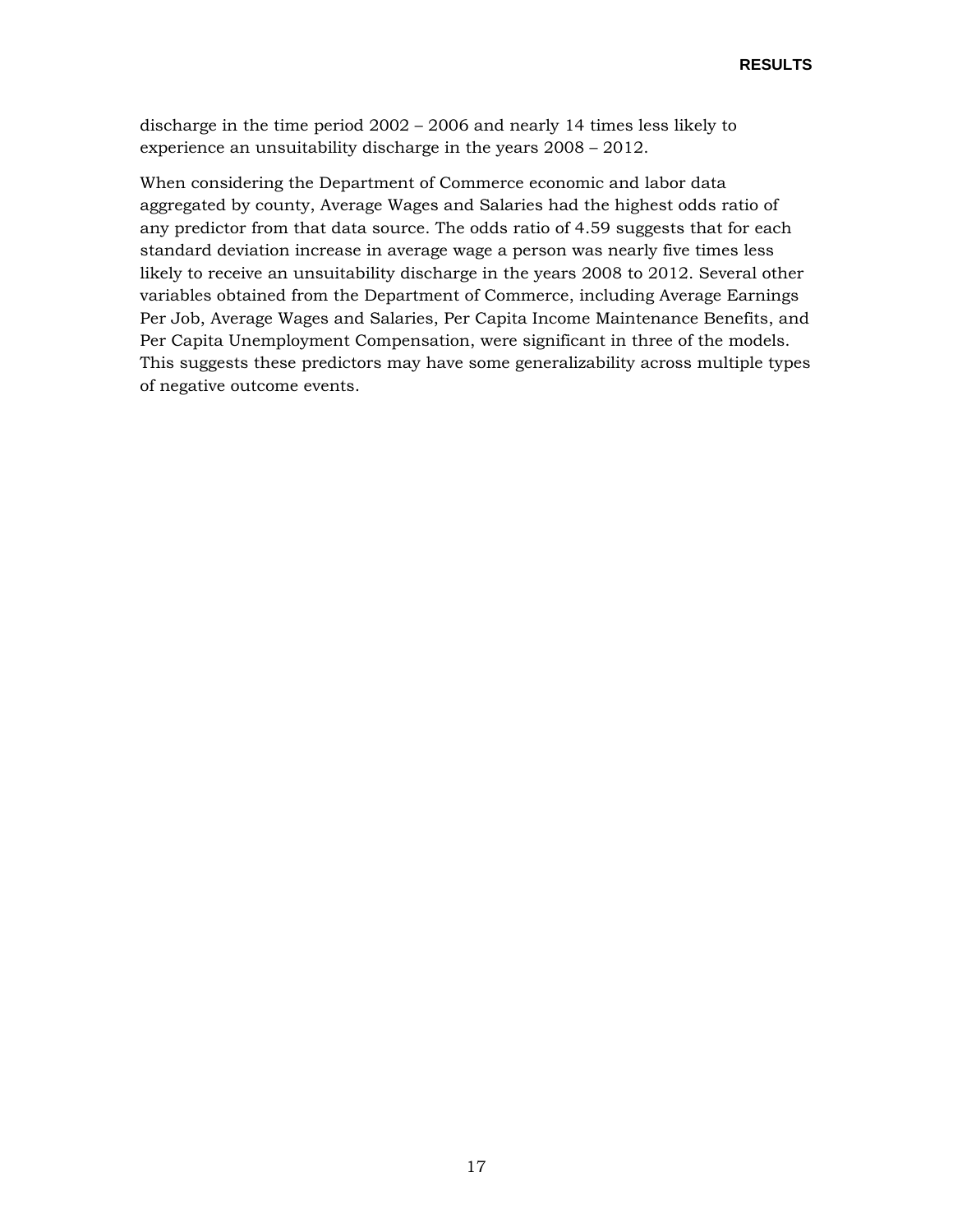discharge in the time period 2002 – 2006 and nearly 14 times less likely to experience an unsuitability discharge in the years 2008 – 2012.

When considering the Department of Commerce economic and labor data aggregated by county, Average Wages and Salaries had the highest odds ratio of any predictor from that data source. The odds ratio of 4.59 suggests that for each standard deviation increase in average wage a person was nearly five times less likely to receive an unsuitability discharge in the years 2008 to 2012. Several other variables obtained from the Department of Commerce, including Average Earnings Per Job, Average Wages and Salaries, Per Capita Income Maintenance Benefits, and Per Capita Unemployment Compensation, were significant in three of the models. This suggests these predictors may have some generalizability across multiple types of negative outcome events.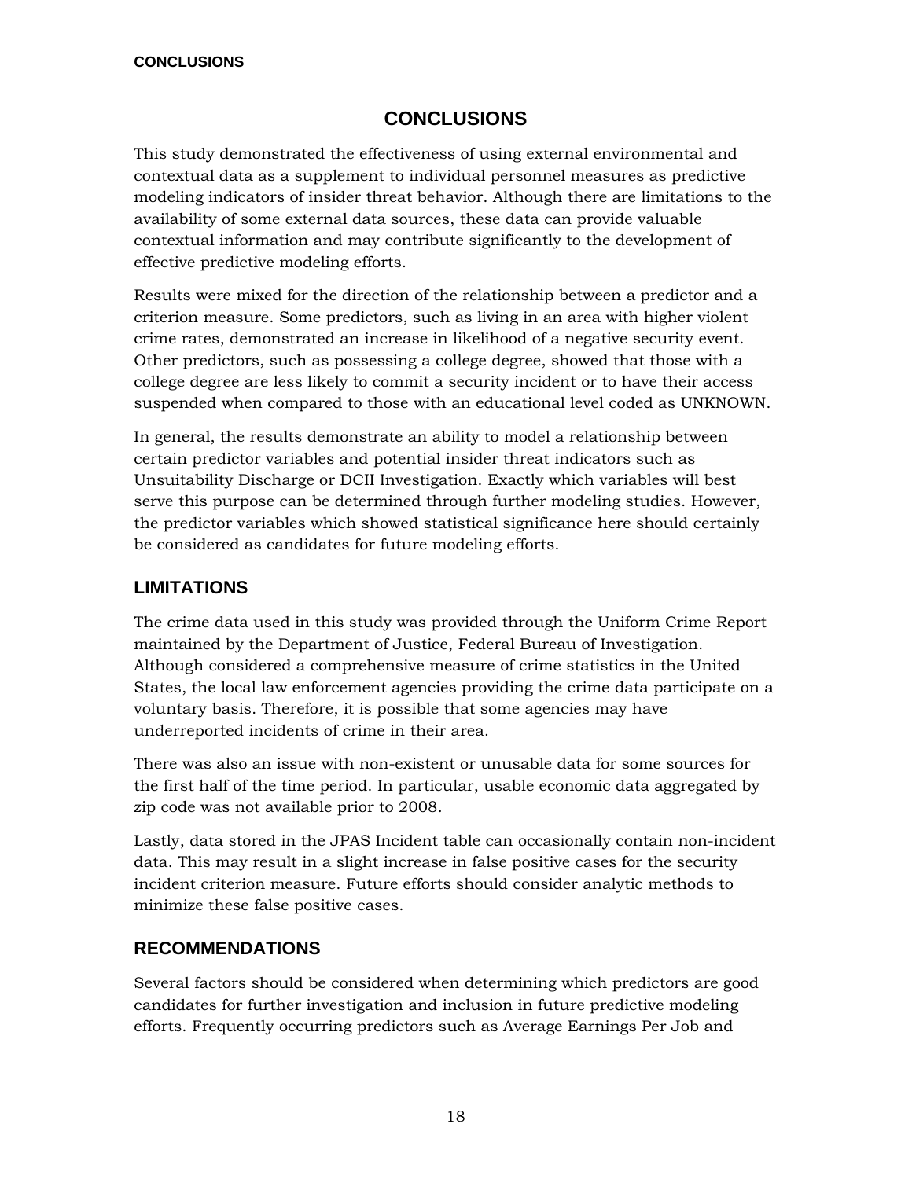# CONCLUSIONS

This study demonstrated the effectiveness of using external environmental and contextual data as a supplement to individual personnel measures as predictive modeling indicators of insider threat behavior. Although there are limitations to the availability of some external data sources, these data can provide valuable contextual information and may contribute significantly to the development of effective predictive modeling efforts.

Results were mixed for the direction of the relationship between a predictor and a criterion measure. Some predictors, such as living in an area with higher violent crime rates, demonstrated an increase in likelihood of a negative security event. Other predictors, such as possessing a college degree, showed that those with a college degree are less likely to commit a security incident or to have their access suspended when compared to those with an educational level coded as UNKNOWN.

In general, the results demonstrate an ability to model a relationship between certain predictor variables and potential insider threat indicators such as Unsuitability Discharge or DCII Investigation. Exactly which variables will best serve this purpose can be determined through further modeling studies. However, the predictor variables which showed statistical significance here should certainly be considered as candidates for future modeling efforts.

## LIMITATIONS

The crime data used in this study was provided through the Uniform Crime Report maintained by the Department of Justice, Federal Bureau of Investigation. Although considered a comprehensive measure of crime statistics in the United States, the local law enforcement agencies providing the crime data participate on a voluntary basis. Therefore, it is possible that some agencies may have underreported incidents of crime in their area.

There was also an issue with non-existent or unusable data for some sources for the first half of the time period. In particular, usable economic data aggregated by zip code was not available prior to 2008.

Lastly, data stored in the JPAS Incident table can occasionally contain non-incident data. This may result in a slight increase in false positive cases for the security incident criterion measure. Future efforts should consider analytic methods to minimize these false positive cases.

## RECOMMENDATIONS

Several factors should be considered when determining which predictors are good candidates for further investigation and inclusion in future predictive modeling efforts. Frequently occurring predictors such as Average Earnings Per Job and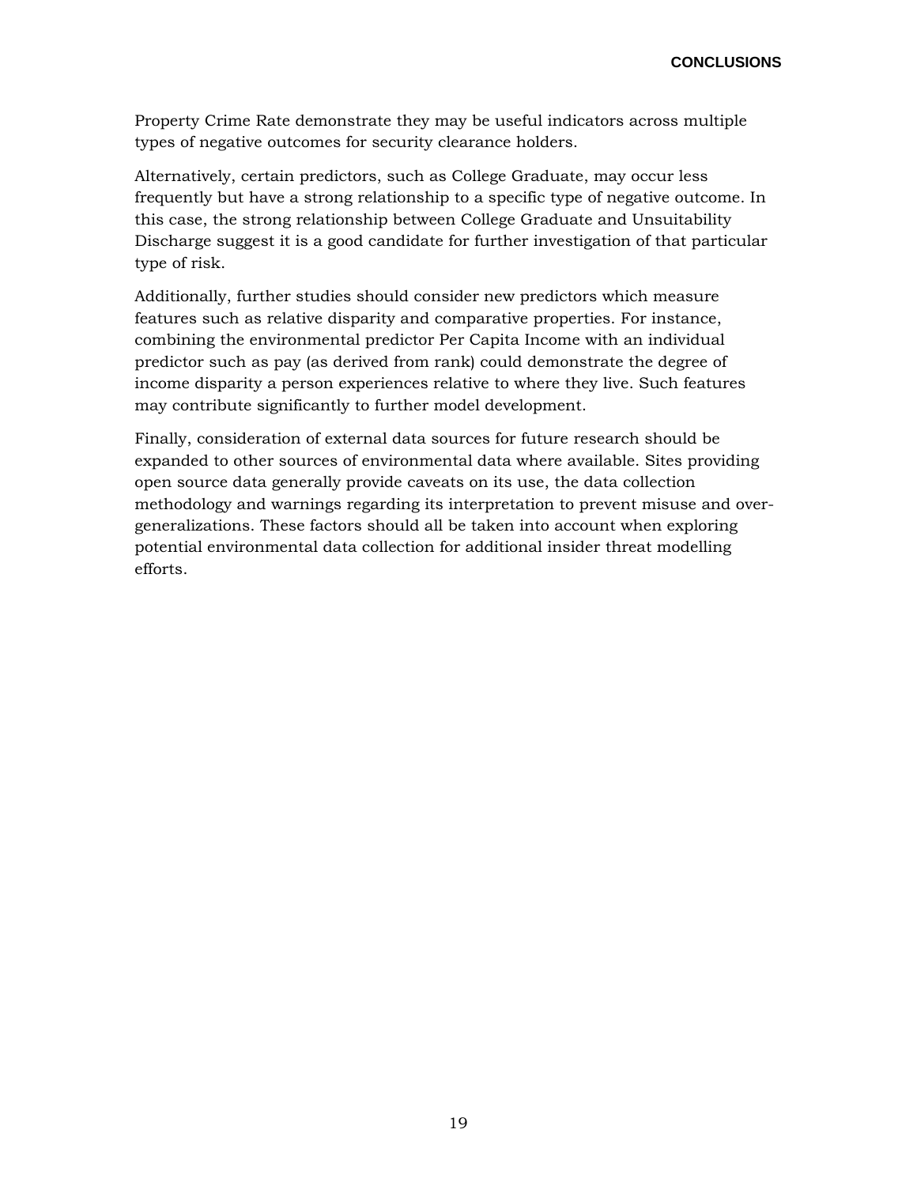Property Crime Rate demonstrate they may be useful indicators across multiple types of negative outcomes for security clearance holders.

Alternatively, certain predictors, such as College Graduate, may occur less frequently but have a strong relationship to a specific type of negative outcome. In this case, the strong relationship between College Graduate and Unsuitability Discharge suggest it is a good candidate for further investigation of that particular type of risk.

Additionally, further studies should consider new predictors which measure features such as relative disparity and comparative properties. For instance, combining the environmental predictor Per Capita Income with an individual predictor such as pay (as derived from rank) could demonstrate the degree of income disparity a person experiences relative to where they live. Such features may contribute significantly to further model development.

Finally, consideration of external data sources for future research should be expanded to other sources of environmental data where available. Sites providing open source data generally provide caveats on its use, the data collection methodology and warnings regarding its interpretation to prevent misuse and over-generalizations. These factors should all be taken into account when exploring potential environmental data collection for additional insider threat modelling efforts.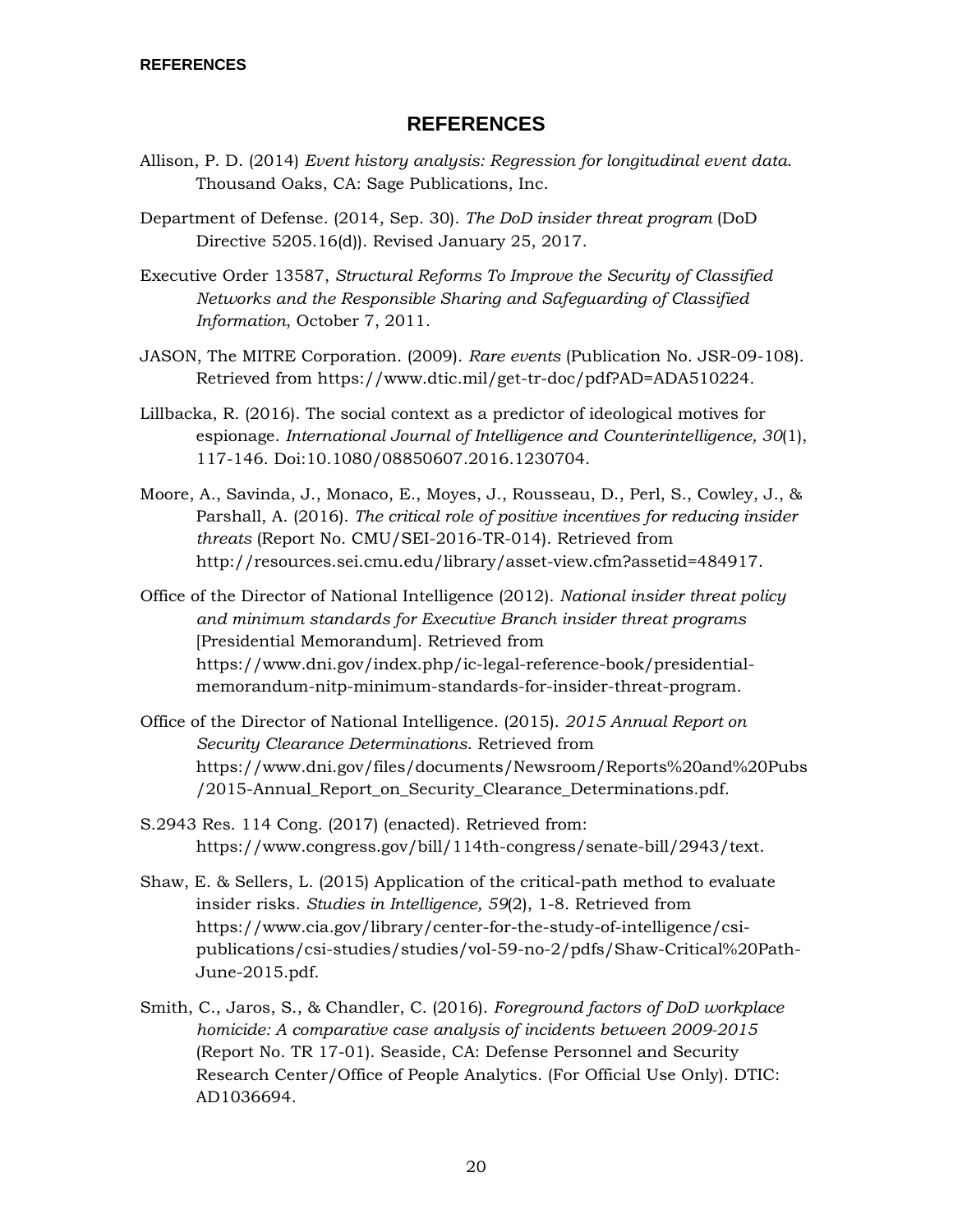# REFERENCES

Allison, P. D. (2014) *Event history analysis: Regression for longitudinal event data*. Thousand Oaks, CA: Sage Publications, Inc.

Department of Defense. (2014, Sep. 30). *The DoD insider threat program* (DoD Directive 5205.16(d)). Revised January 25, 2017.

Executive Order 13587, *Structural Reforms To Improve the Security of Classified Networks and the Responsible Sharing and Safeguarding of Classified Information*, October 7, 2011.

JASON, The MITRE Corporation. (2009). *Rare events* (Publication No. JSR-09-108). Retrieved from https://www.dtic.mil/get-tr-doc/pdf?AD=ADA510224.

Lillbacka, R. (2016). The social context as a predictor of ideological motives for espionage. *International Journal of Intelligence and Counterintelligence, 30*(1), 117-146. Doi:10.1080/08850607.2016.1230704.

Moore, A., Savinda, J., Monaco, E., Moyes, J., Rousseau, D., Perl, S., Cowley, J., & Parshall, A. (2016). *The critical role of positive incentives for reducing insider threats* (Report No. CMU/SEI-2016-TR-014). Retrieved from http://resources.sei.cmu.edu/library/asset-view.cfm?assetid=484917.

Office of the Director of National Intelligence (2012). *National insider threat policy and minimum standards for Executive Branch insider threat programs* [Presidential Memorandum]. Retrieved from https://www.dni.gov/index.php/ic-legal-reference-book/presidential-memorandum-nitp-minimum-standards-for-insider-threat-program.

Office of the Director of National Intelligence. (2015). *2015 Annual Report on Security Clearance Determinations*. Retrieved from https://www.dni.gov/files/documents/Newsroom/Reports%20and%20Pubs/2015-Annual_Report_on_Security_Clearance_Determinations.pdf.

S.2943 Res. 114 Cong. (2017) (enacted). Retrieved from: https://www.congress.gov/bill/114th-congress/senate-bill/2943/text.

Shaw, E. & Sellers, L. (2015) Application of the critical-path method to evaluate insider risks. *Studies in Intelligence, 59*(2), 1-8. Retrieved from https://www.cia.gov/library/center-for-the-study-of-intelligence/csi-publications/csi-studies/studies/vol-59-no-2/pdfs/Shaw-Critical%20Path-June-2015.pdf.

Smith, C., Jaros, S., & Chandler, C. (2016). *Foreground factors of DoD workplace homicide: A comparative case analysis of incidents between 2009-2015* (Report No. TR 17-01). Seaside, CA: Defense Personnel and Security Research Center/Office of People Analytics. (For Official Use Only). DTIC: AD1036694.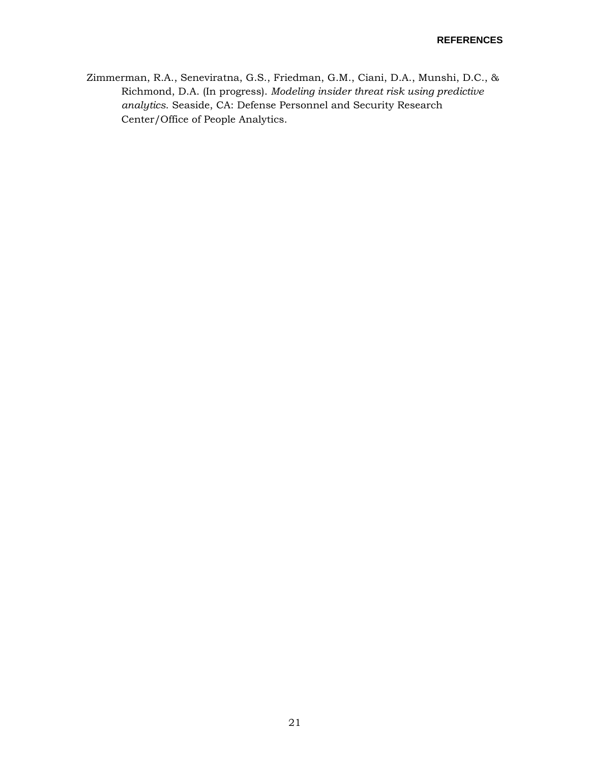Zimmerman, R.A., Seneviratna, G.S., Friedman, G.M., Ciani, D.A., Munshi, D.C., & Richmond, D.A. (In progress). *Modeling insider threat risk using predictive analytics*. Seaside, CA: Defense Personnel and Security Research Center/Office of People Analytics.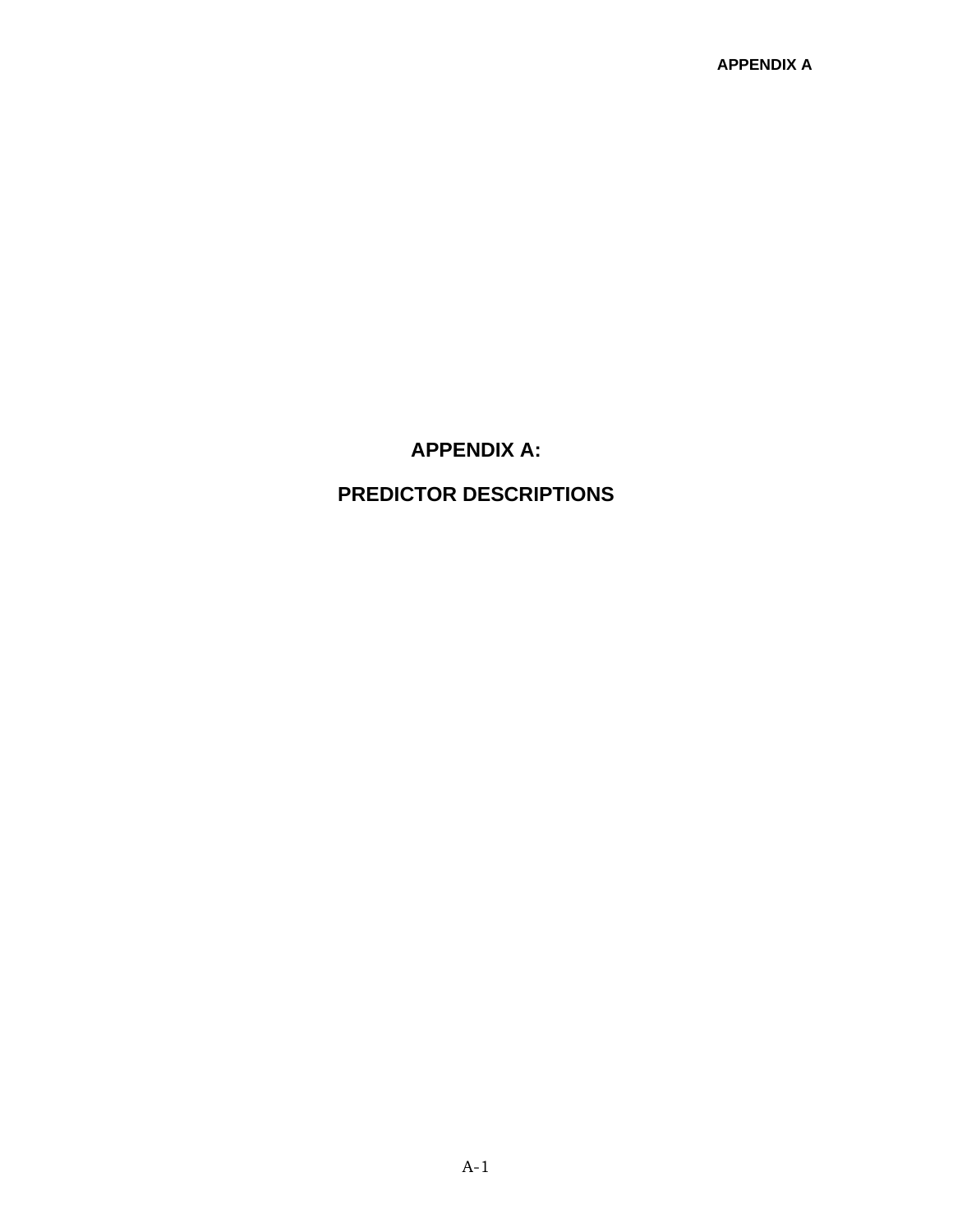# APPENDIX A:

# PREDICTOR DESCRIPTIONS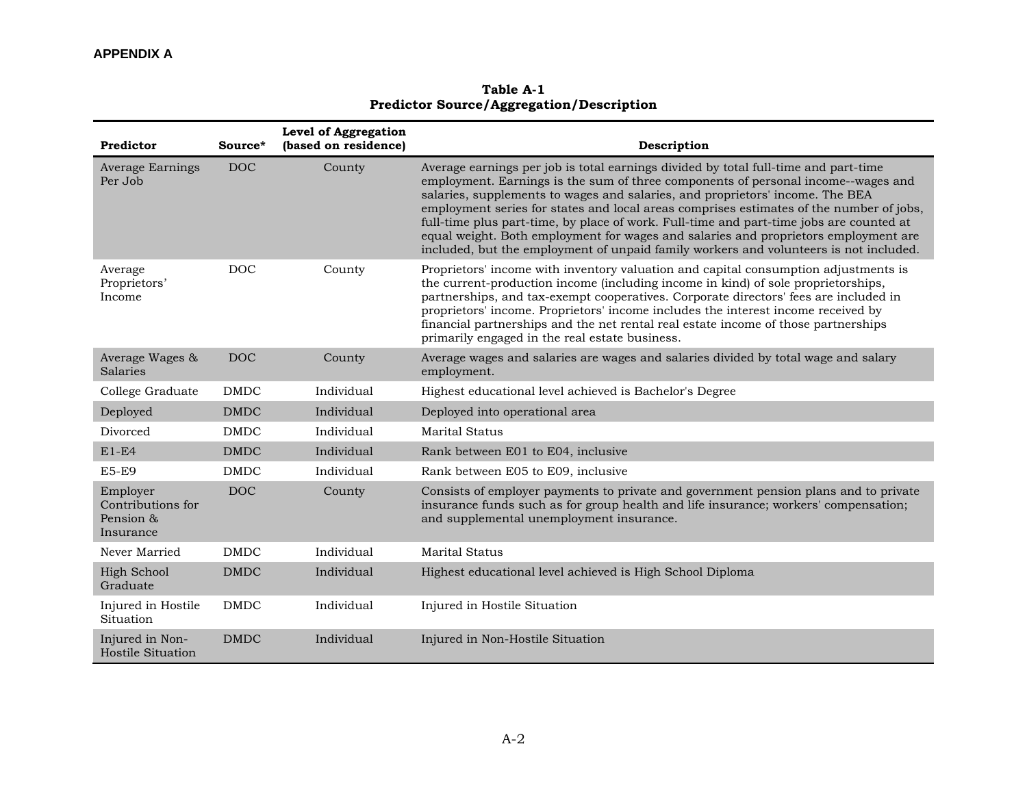**APPENDIX A**

**Table A-1**
**Predictor Source/Aggregation/Description**

| Predictor | Source* | Level of Aggregation (based on residence) | Description |
|---|---|---|---|
| Average Earnings Per Job | DOC | County | Average earnings per job is total earnings divided by total full-time and part-time employment. Earnings is the sum of three components of personal income--wages and salaries, supplements to wages and salaries, and proprietors' income. The BEA employment series for states and local areas comprises estimates of the number of jobs, full-time plus part-time, by place of work. Full-time and part-time jobs are counted at equal weight. Both employment for wages and salaries and proprietors employment are included, but the employment of unpaid family workers and volunteers is not included. |
| Average Proprietors' Income | DOC | County | Proprietors' income with inventory valuation and capital consumption adjustments is the current-production income (including income in kind) of sole proprietorships, partnerships, and tax-exempt cooperatives. Corporate directors' fees are included in proprietors' income. Proprietors' income includes the interest income received by financial partnerships and the net rental real estate income of those partnerships primarily engaged in the real estate business. |
| Average Wages & Salaries | DOC | County | Average wages and salaries are wages and salaries divided by total wage and salary employment. |
| College Graduate | DMDC | Individual | Highest educational level achieved is Bachelor's Degree |
| Deployed | DMDC | Individual | Deployed into operational area |
| Divorced | DMDC | Individual | Marital Status |
| E1-E4 | DMDC | Individual | Rank between E01 to E04, inclusive |
| E5-E9 | DMDC | Individual | Rank between E05 to E09, inclusive |
| Employer Contributions for Pension & Insurance | DOC | County | Consists of employer payments to private and government pension plans and to private insurance funds such as for group health and life insurance; workers' compensation; and supplemental unemployment insurance. |
| Never Married | DMDC | Individual | Marital Status |
| High School Graduate | DMDC | Individual | Highest educational level achieved is High School Diploma |
| Injured in Hostile Situation | DMDC | Individual | Injured in Hostile Situation |
| Injured in Non-Hostile Situation | DMDC | Individual | Injured in Non-Hostile Situation |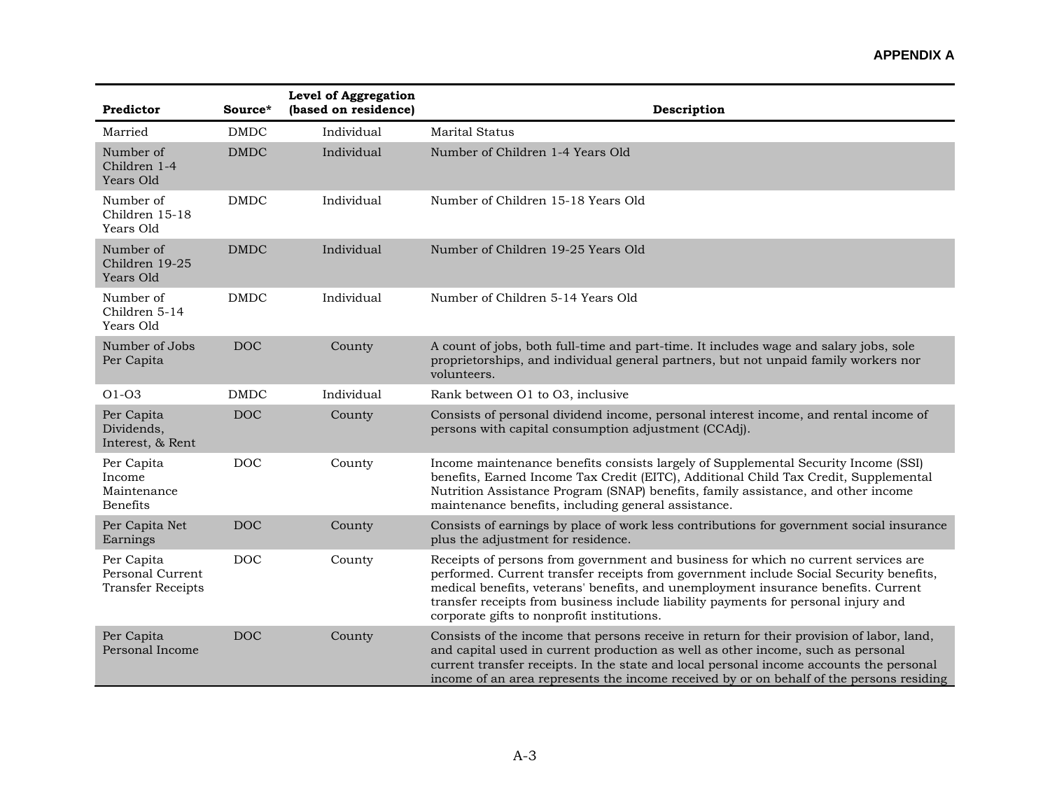**APPENDIX A**

| Predictor | Source* | Level of Aggregation (based on residence) | Description |
|---|---|---|---|
| Married | DMDC | Individual | Marital Status |
| Number of Children 1-4 Years Old | DMDC | Individual | Number of Children 1-4 Years Old |
| Number of Children 15-18 Years Old | DMDC | Individual | Number of Children 15-18 Years Old |
| Number of Children 19-25 Years Old | DMDC | Individual | Number of Children 19-25 Years Old |
| Number of Children 5-14 Years Old | DMDC | Individual | Number of Children 5-14 Years Old |
| Number of Jobs Per Capita | DOC | County | A count of jobs, both full-time and part-time. It includes wage and salary jobs, sole proprietorships, and individual general partners, but not unpaid family workers nor volunteers. |
| O1-O3 | DMDC | Individual | Rank between O1 to O3, inclusive |
| Per Capita Dividends, Interest, & Rent | DOC | County | Consists of personal dividend income, personal interest income, and rental income of persons with capital consumption adjustment (CCAdj). |
| Per Capita Income Maintenance Benefits | DOC | County | Income maintenance benefits consists largely of Supplemental Security Income (SSI) benefits, Earned Income Tax Credit (EITC), Additional Child Tax Credit, Supplemental Nutrition Assistance Program (SNAP) benefits, family assistance, and other income maintenance benefits, including general assistance. |
| Per Capita Net Earnings | DOC | County | Consists of earnings by place of work less contributions for government social insurance plus the adjustment for residence. |
| Per Capita Personal Current Transfer Receipts | DOC | County | Receipts of persons from government and business for which no current services are performed. Current transfer receipts from government include Social Security benefits, medical benefits, veterans' benefits, and unemployment insurance benefits. Current transfer receipts from business include liability payments for personal injury and corporate gifts to nonprofit institutions. |
| Per Capita Personal Income | DOC | County | Consists of the income that persons receive in return for their provision of labor, land, and capital used in current production as well as other income, such as personal current transfer receipts. In the state and local personal income accounts the personal income of an area represents the income received by or on behalf of the persons residing |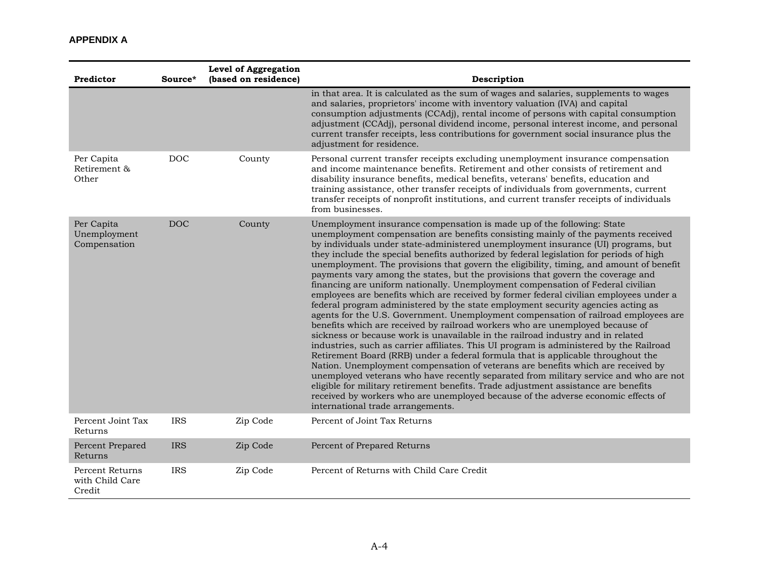**APPENDIX A**

| Predictor | Source* | Level of Aggregation (based on residence) | Description |
|---|---|---|---|
| | | | in that area. It is calculated as the sum of wages and salaries, supplements to wages and salaries, proprietors' income with inventory valuation (IVA) and capital consumption adjustments (CCAdj), rental income of persons with capital consumption adjustment (CCAdj), personal dividend income, personal interest income, and personal current transfer receipts, less contributions for government social insurance plus the adjustment for residence. |
| Per Capita Retirement & Other | DOC | County | Personal current transfer receipts excluding unemployment insurance compensation and income maintenance benefits. Retirement and other consists of retirement and disability insurance benefits, medical benefits, veterans' benefits, education and training assistance, other transfer receipts of individuals from governments, current transfer receipts of nonprofit institutions, and current transfer receipts of individuals from businesses. |
| Per Capita Unemployment Compensation | DOC | County | Unemployment insurance compensation is made up of the following: State unemployment compensation are benefits consisting mainly of the payments received by individuals under state-administered unemployment insurance (UI) programs, but they include the special benefits authorized by federal legislation for periods of high unemployment. The provisions that govern the eligibility, timing, and amount of benefit payments vary among the states, but the provisions that govern the coverage and financing are uniform nationally. Unemployment compensation of Federal civilian employees are benefits which are received by former federal civilian employees under a federal program administered by the state employment security agencies acting as agents for the U.S. Government. Unemployment compensation of railroad employees are benefits which are received by railroad workers who are unemployed because of sickness or because work is unavailable in the railroad industry and in related industries, such as carrier affiliates. This UI program is administered by the Railroad Retirement Board (RRB) under a federal formula that is applicable throughout the Nation. Unemployment compensation of veterans are benefits which are received by unemployed veterans who have recently separated from military service and who are not eligible for military retirement benefits. Trade adjustment assistance are benefits received by workers who are unemployed because of the adverse economic effects of international trade arrangements. |
| Percent Joint Tax Returns | IRS | Zip Code | Percent of Joint Tax Returns |
| Percent Prepared Returns | IRS | Zip Code | Percent of Prepared Returns |
| Percent Returns with Child Care Credit | IRS | Zip Code | Percent of Returns with Child Care Credit |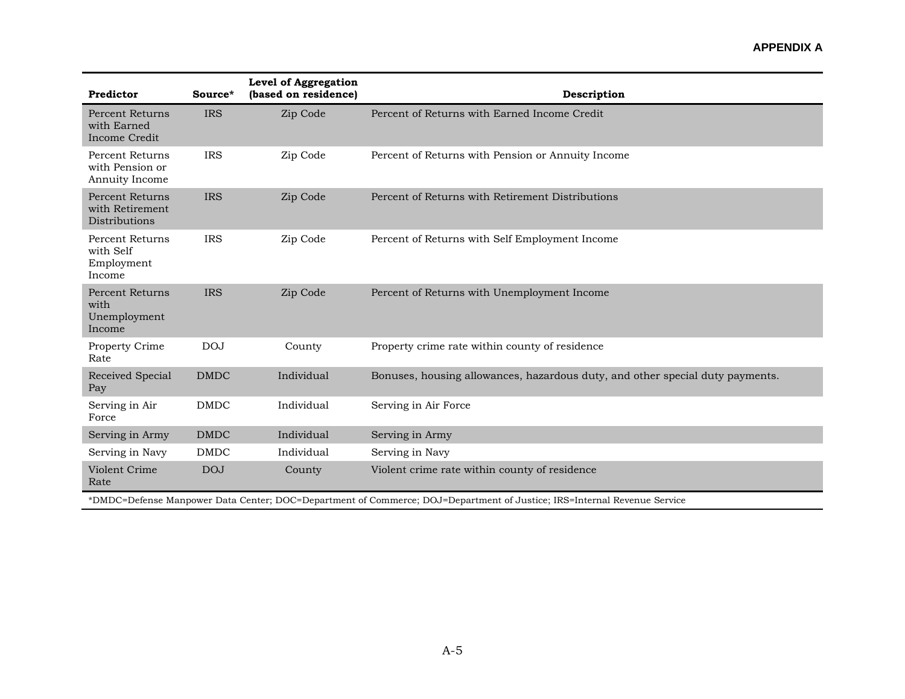| Predictor | Source* | Level of Aggregation (based on residence) | Description |
|---|---|---|---|
| Percent Returns with Earned Income Credit | IRS | Zip Code | Percent of Returns with Earned Income Credit |
| Percent Returns with Pension or Annuity Income | IRS | Zip Code | Percent of Returns with Pension or Annuity Income |
| Percent Returns with Retirement Distributions | IRS | Zip Code | Percent of Returns with Retirement Distributions |
| Percent Returns with Self Employment Income | IRS | Zip Code | Percent of Returns with Self Employment Income |
| Percent Returns with Unemployment Income | IRS | Zip Code | Percent of Returns with Unemployment Income |
| Property Crime Rate | DOJ | County | Property crime rate within county of residence |
| Received Special Pay | DMDC | Individual | Bonuses, housing allowances, hazardous duty, and other special duty payments. |
| Serving in Air Force | DMDC | Individual | Serving in Air Force |
| Serving in Army | DMDC | Individual | Serving in Army |
| Serving in Navy | DMDC | Individual | Serving in Navy |
| Violent Crime Rate | DOJ | County | Violent crime rate within county of residence |

*DMDC=Defense Manpower Data Center; DOC=Department of Commerce; DOJ=Department of Justice; IRS=Internal Revenue Service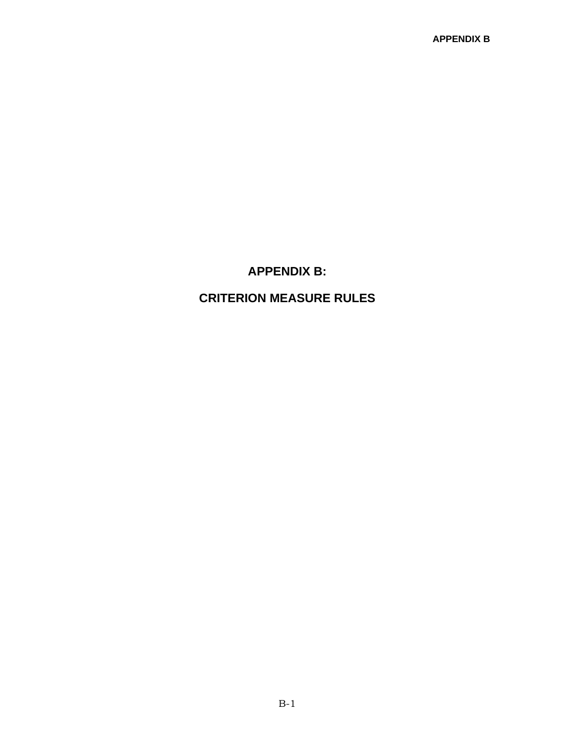# APPENDIX B:

# CRITERION MEASURE RULES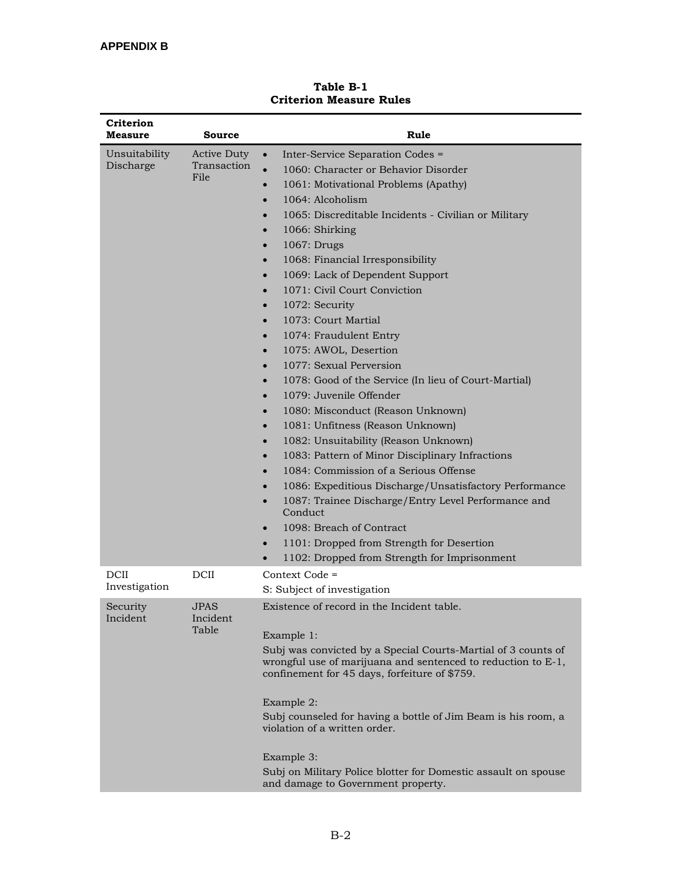**APPENDIX B**

**Table B-1**
**Criterion Measure Rules**

| Criterion Measure | Source | Rule |
|---|---|---|
| Unsuitability Discharge | Active Duty Transaction File | • Inter-Service Separation Codes =<br>• 1060: Character or Behavior Disorder<br>• 1061: Motivational Problems (Apathy)<br>• 1064: Alcoholism<br>• 1065: Discreditable Incidents - Civilian or Military<br>• 1066: Shirking<br>• 1067: Drugs<br>• 1068: Financial Irresponsibility<br>• 1069: Lack of Dependent Support<br>• 1071: Civil Court Conviction<br>• 1072: Security<br>• 1073: Court Martial<br>• 1074: Fraudulent Entry<br>• 1075: AWOL, Desertion<br>• 1077: Sexual Perversion<br>• 1078: Good of the Service (In lieu of Court-Martial)<br>• 1079: Juvenile Offender<br>• 1080: Misconduct (Reason Unknown)<br>• 1081: Unfitness (Reason Unknown)<br>• 1082: Unsuitability (Reason Unknown)<br>• 1083: Pattern of Minor Disciplinary Infractions<br>• 1084: Commission of a Serious Offense<br>• 1086: Expeditious Discharge/Unsatisfactory Performance<br>• 1087: Trainee Discharge/Entry Level Performance and Conduct<br>• 1098: Breach of Contract<br>• 1101: Dropped from Strength for Desertion<br>• 1102: Dropped from Strength for Imprisonment |
| DCII Investigation | DCII | Context Code =<br>S: Subject of investigation |
| Security Incident | JPAS Incident Table | Existence of record in the Incident table.<br><br>Example 1:<br>Subj was convicted by a Special Courts-Martial of 3 counts of wrongful use of marijuana and sentenced to reduction to E-1, confinement for 45 days, forfeiture of $759.<br><br>Example 2:<br>Subj counseled for having a bottle of Jim Beam is his room, a violation of a written order.<br><br>Example 3:<br>Subj on Military Police blotter for Domestic assault on spouse and damage to Government property. |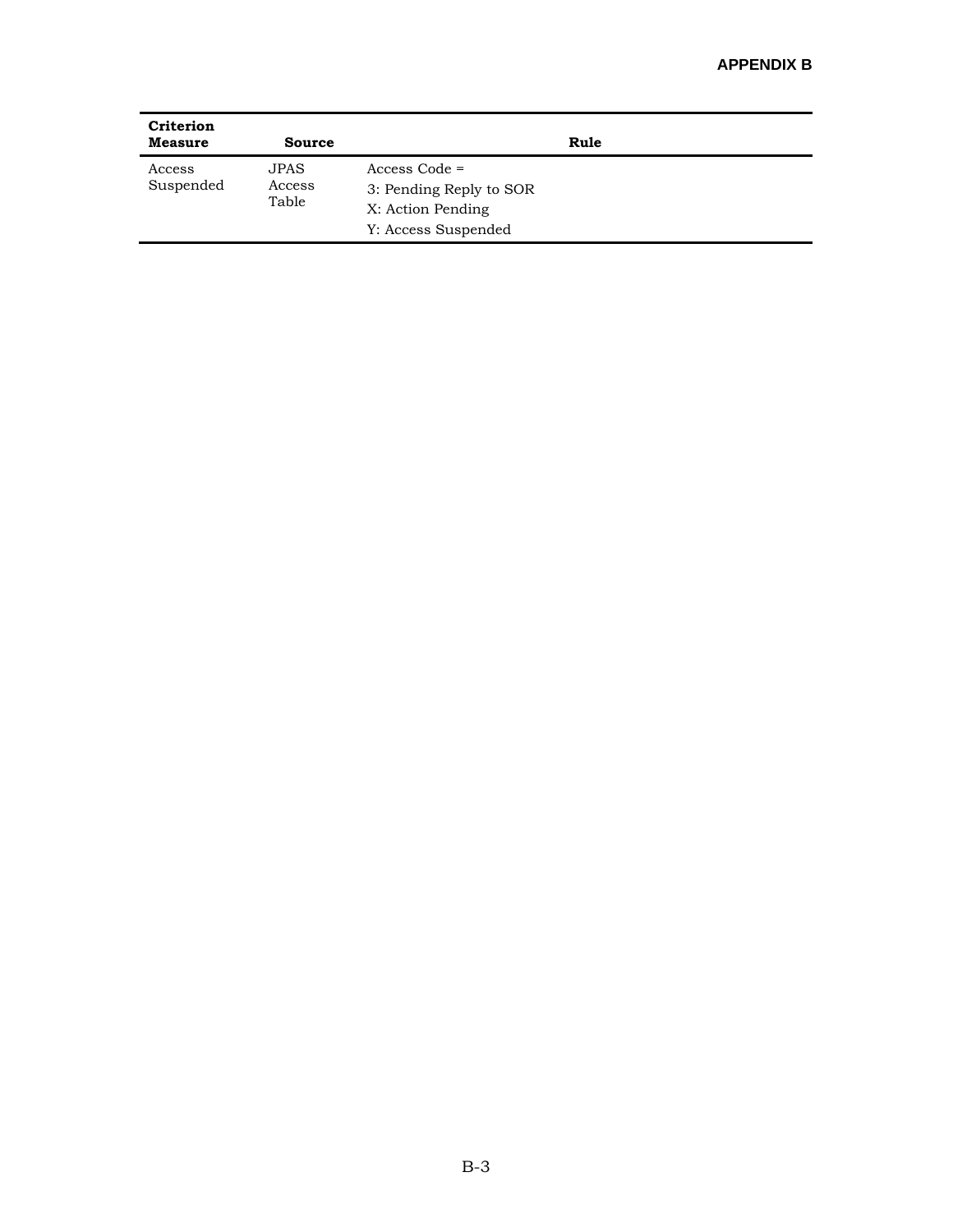| Criterion Measure | Source | Rule |
|---|---|---|
| Access Suspended | JPAS Access Table | Access Code =<br>3: Pending Reply to SOR<br>X: Action Pending<br>Y: Access Suspended |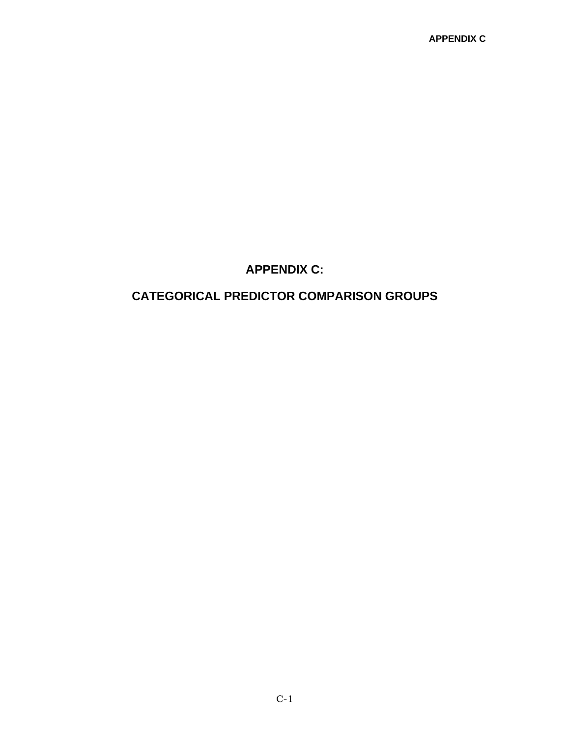# APPENDIX C:

# CATEGORICAL PREDICTOR COMPARISON GROUPS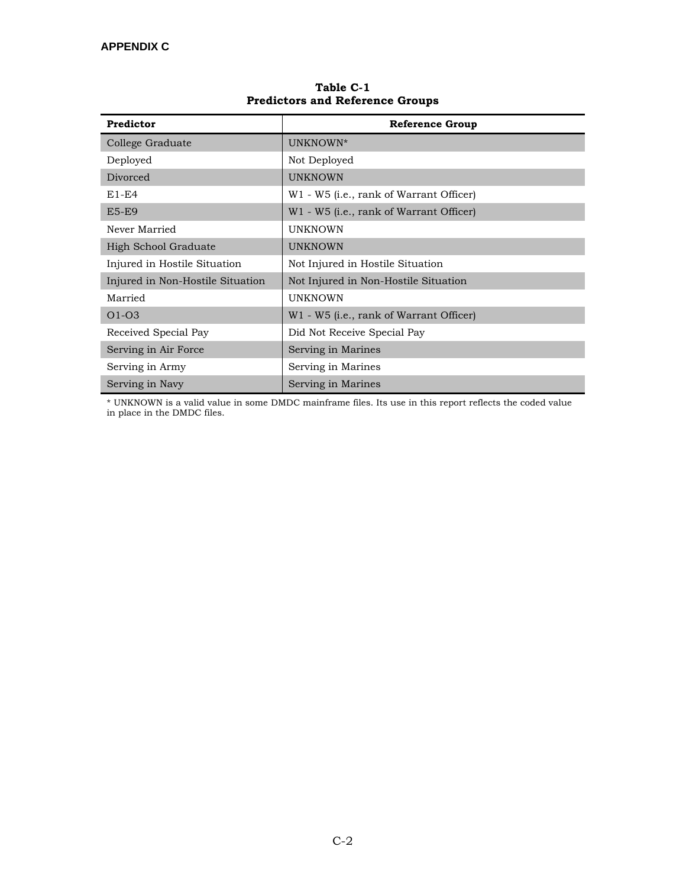**Table C-1**
**Predictors and Reference Groups**

| Predictor | Reference Group |
| --- | --- |
| College Graduate | UNKNOWN* |
| Deployed | Not Deployed |
| Divorced | UNKNOWN |
| E1-E4 | W1 - W5 (i.e., rank of Warrant Officer) |
| E5-E9 | W1 - W5 (i.e., rank of Warrant Officer) |
| Never Married | UNKNOWN |
| High School Graduate | UNKNOWN |
| Injured in Hostile Situation | Not Injured in Hostile Situation |
| Injured in Non-Hostile Situation | Not Injured in Non-Hostile Situation |
| Married | UNKNOWN |
| O1-O3 | W1 - W5 (i.e., rank of Warrant Officer) |
| Received Special Pay | Did Not Receive Special Pay |
| Serving in Air Force | Serving in Marines |
| Serving in Army | Serving in Marines |
| Serving in Navy | Serving in Marines |

* UNKNOWN is a valid value in some DMDC mainframe files. Its use in this report reflects the coded value in place in the DMDC files.